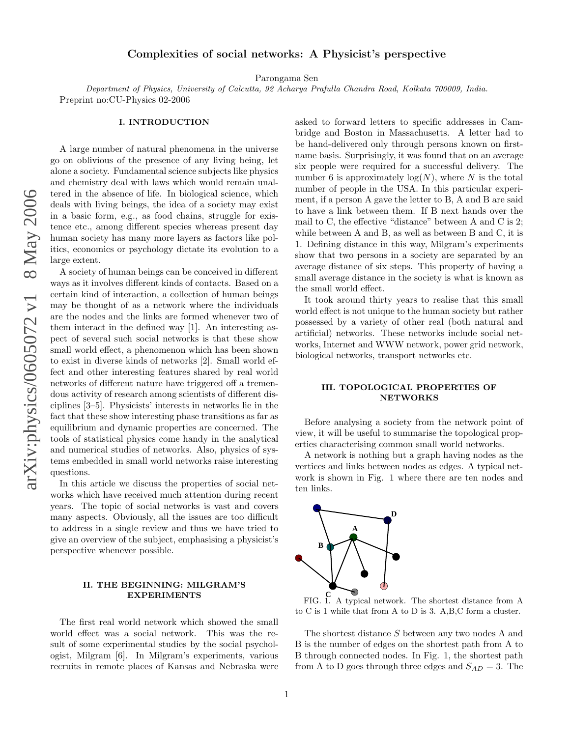# Complexities of social networks: A Physicist's perspective

Parongama Sen

*Department of Physics, University of Calcutta, 92 Acharya Prafulla Chandra Road, Kolkata 700009, India.*

Preprint no:CU-Physics 02-2006

## I. INTRODUCTION

A large number of natural phenomena in the universe go on oblivious of the presence of any living being, let alone a society. Fundamental science subjects like physics and chemistry deal with laws which would remain unaltered in the absence of life. In biological science, which deals with living beings, the idea of a society may exist in a basic form, e.g., as food chains, struggle for existence etc., among different species whereas present day human society has many more layers as factors like politics, economics or psychology dictate its evolution to a large extent.

A society of human beings can be conceived in different ways as it involves different kinds of contacts. Based on a certain kind of interaction, a collection of human beings may be thought of as a network where the individuals are the nodes and the links are formed whenever two of them interact in the defined way [1]. An interesting aspect of several such social networks is that these show small world effect, a phenomenon which has been shown to exist in diverse kinds of networks [2]. Small world effect and other interesting features shared by real world networks of different nature have triggered off a tremendous activity of research among scientists of different disciplines [3–5]. Physicists' interests in networks lie in the fact that these show interesting phase transitions as far as equilibrium and dynamic properties are concerned. The tools of statistical physics come handy in the analytical and numerical studies of networks. Also, physics of systems embedded in small world networks raise interesting questions.

In this article we discuss the properties of social networks which have received much attention during recent years. The topic of social networks is vast and covers many aspects. Obviously, all the issues are too difficult to address in a single review and thus we have tried to give an overview of the subject, emphasising a physicist's perspective whenever possible.

## II. THE BEGINNING: MILGRAM'S EXPERIMENTS

The first real world network which showed the small world effect was a social network. This was the result of some experimental studies by the social psychologist, Milgram [6]. In Milgram's experiments, various recruits in remote places of Kansas and Nebraska were asked to forward letters to specific addresses in Cambridge and Boston in Massachusetts. A letter had to be hand-delivered only through persons known on first-name basis. Surprisingly, it was found that on an average six people were required for a successful delivery. The number 6 is approximately $\log(N)$, where $N$ is the total number of people in the USA. In this particular experiment, if a person A gave the letter to B, A and B are said to have a link between them. If B next hands over the mail to C, the effective "distance" between A and C is 2; while between A and B, as well as between B and C, it is 1. Defining distance in this way, Milgram's experiments show that two persons in a society are separated by an average distance of six steps. This property of having a small average distance in the society is what is known as the small world effect.

It took around thirty years to realise that this small world effect is not unique to the human society but rather possessed by a variety of other real (both natural and artificial) networks. These networks include social networks, Internet and WWW network, power grid network, biological networks, transport networks etc.

## III. TOPOLOGICAL PROPERTIES OF NETWORKS

Before analysing a society from the network point of view, it will be useful to summarise the topological properties characterising common small world networks.

A network is nothing but a graph having nodes as the vertices and links between nodes as edges. A typical network is shown in Fig. 1 where there are ten nodes and ten links.

FIG. 1. A typical network. The shortest distance from A to C is 1 while that from A to D is 3. A,B,C form a cluster.

The shortest distance $S$ between any two nodes A and B is the number of edges on the shortest path from A to B through connected nodes. In Fig. 1, the shortest path from A to D goes through three edges and $S_{AD} = 3$. The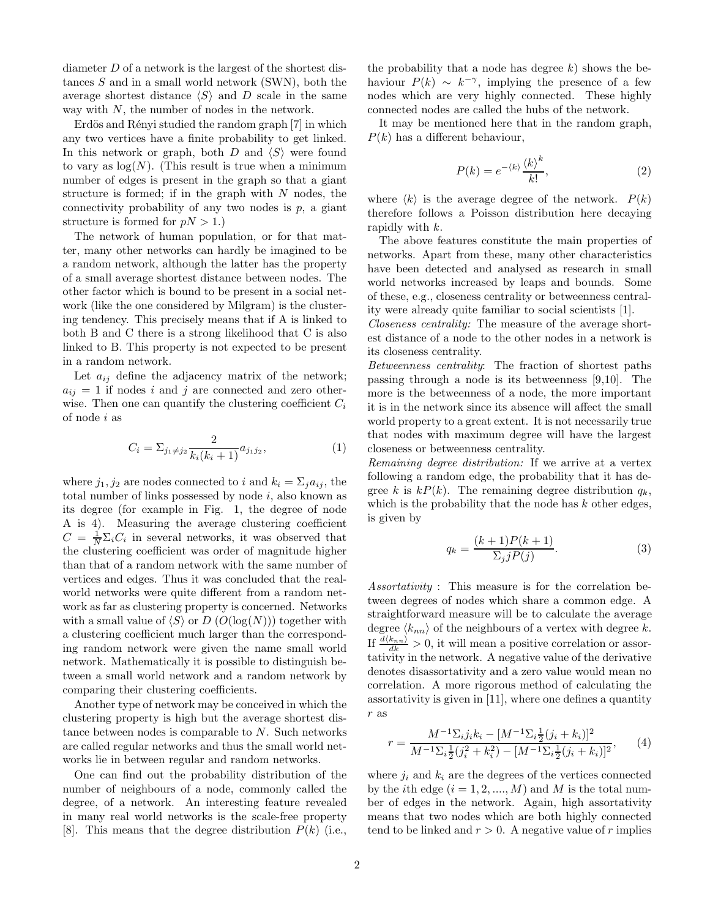diameter $D$ of a network is the largest of the shortest distances $S$ and in a small world network (SWN), both the average shortest distance $\langle S \rangle$ and $D$ scale in the same way with $N$, the number of nodes in the network.

Erdös and Rényi studied the random graph [7] in which any two vertices have a finite probability to get linked. In this network or graph, both $D$ and $\langle S \rangle$ were found to vary as $\log(N)$. (This result is true when a minimum number of edges is present in the graph so that a giant structure is formed; if in the graph with $N$ nodes, the connectivity probability of any two nodes is $p$, a giant structure is formed for $pN > 1$.)

The network of human population, or for that matter, many other networks can hardly be imagined to be a random network, although the latter has the property of a small average shortest distance between nodes. The other factor which is bound to be present in a social network (like the one considered by Milgram) is the clustering tendency. This precisely means that if A is linked to both B and C there is a strong likelihood that C is also linked to B. This property is not expected to be present in a random network.

Let $a_{ij}$ define the adjacency matrix of the network; $a_{ij} = 1$ if nodes $i$ and $j$ are connected and zero otherwise. Then one can quantify the clustering coefficient $C_i$ of node $i$ as

$$C_i = \Sigma_{j_1 \neq j_2} \frac{2}{k_i(k_i+1)} a_{j_1 j_2}, \tag{1}$$

where $j_1, j_2$ are nodes connected to $i$ and $k_i = \Sigma_j a_{ij}$, the total number of links possessed by node $i$, also known as its degree (for example in Fig. 1, the degree of node A is 4). Measuring the average clustering coefficient $C = \frac{1}{N}\Sigma_i C_i$ in several networks, it was observed that the clustering coefficient was order of magnitude higher than that of a random network with the same number of vertices and edges. Thus it was concluded that the real-world networks were quite different from a random network as far as clustering property is concerned. Networks with a small value of $\langle S \rangle$ or $D$ ($O(\log(N))$) together with a clustering coefficient much larger than the corresponding random network were given the name small world network. Mathematically it is possible to distinguish between a small world network and a random network by comparing their clustering coefficients.

Another type of network may be conceived in which the clustering property is high but the average shortest distance between nodes is comparable to $N$. Such networks are called regular networks and thus the small world networks lie in between regular and random networks.

One can find out the probability distribution of the number of neighbours of a node, commonly called the degree, of a network. An interesting feature revealed in many real world networks is the scale-free property [8]. This means that the degree distribution $P(k)$ (i.e., the probability that a node has degree $k$) shows the behaviour $P(k) \sim k^{-\gamma}$, implying the presence of a few nodes which are very highly connected. These highly connected nodes are called the hubs of the network.

It may be mentioned here that in the random graph, $P(k)$ has a different behaviour,

$$P(k) = e^{-\langle k \rangle} \frac{\langle k \rangle^k}{k!}, \tag{2}$$

where $\langle k \rangle$ is the average degree of the network. $P(k)$ therefore follows a Poisson distribution here decaying rapidly with $k$.

The above features constitute the main properties of networks. Apart from these, many other characteristics have been detected and analysed as research in small world networks increased by leaps and bounds. Some of these, e.g., closeness centrality or betweenness centrality were already quite familiar to social scientists [1].

*Closeness centrality:* The measure of the average shortest distance of a node to the other nodes in a network is its closeness centrality.

*Betweenness centrality*: The fraction of shortest paths passing through a node is its betweenness [9,10]. The more is the betweenness of a node, the more important it is in the network since its absence will affect the small world property to a great extent. It is not necessarily true that nodes with maximum degree will have the largest closeness or betweenness centrality.

*Remaining degree distribution:* If we arrive at a vertex following a random edge, the probability that it has degree $k$ is $kP(k)$. The remaining degree distribution $q_k$, which is the probability that the node has $k$ other edges, is given by

$$q_k = \frac{(k+1)P(k+1)}{\Sigma_j jP(j)}. \tag{3}$$

*Assortativity* : This measure is for the correlation between degrees of nodes which share a common edge. A straightforward measure will be to calculate the average degree $\langle k_{nn} \rangle$ of the neighbours of a vertex with degree $k$. If $\frac{d\langle k_{nn} \rangle}{dk} > 0$, it will mean a positive correlation or assortativity in the network. A negative value of the derivative denotes disassortativity and a zero value would mean no correlation. A more rigorous method of calculating the assortativity is given in [11], where one defines a quantity $r$ as

$$r = \frac{M^{-1}\Sigma_i j_i k_i - [M^{-1}\Sigma_i \frac{1}{2}(j_i + k_i)]^2}{M^{-1}\Sigma_i \frac{1}{2}(j_i^2 + k_i^2) - [M^{-1}\Sigma_i \frac{1}{2}(j_i + k_i)]^2}, \tag{4}$$

where $j_i$ and $k_i$ are the degrees of the vertices connected by the $i$th edge ($i = 1, 2, ...., M$) and $M$ is the total number of edges in the network. Again, high assortativity means that two nodes which are both highly connected tend to be linked and $r > 0$. A negative value of $r$ implies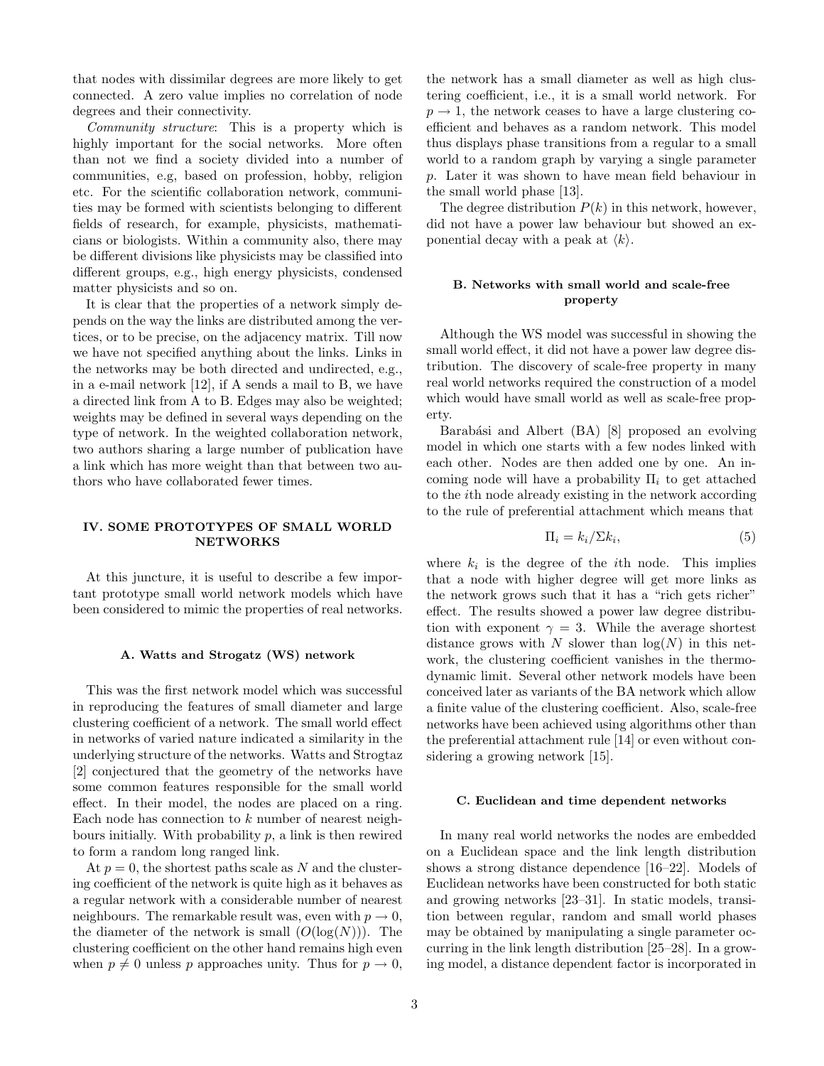that nodes with dissimilar degrees are more likely to get connected. A zero value implies no correlation of node degrees and their connectivity.

*Community structure*: This is a property which is highly important for the social networks. More often than not we find a society divided into a number of communities, e.g, based on profession, hobby, religion etc. For the scientific collaboration network, communities may be formed with scientists belonging to different fields of research, for example, physicists, mathematicians or biologists. Within a community also, there may be different divisions like physicists may be classified into different groups, e.g., high energy physicists, condensed matter physicists and so on.

It is clear that the properties of a network simply depends on the way the links are distributed among the vertices, or to be precise, on the adjacency matrix. Till now we have not specified anything about the links. Links in the networks may be both directed and undirected, e.g., in a e-mail network [12], if A sends a mail to B, we have a directed link from A to B. Edges may also be weighted; weights may be defined in several ways depending on the type of network. In the weighted collaboration network, two authors sharing a large number of publication have a link which has more weight than that between two authors who have collaborated fewer times.

## IV. SOME PROTOTYPES OF SMALL WORLD NETWORKS

At this juncture, it is useful to describe a few important prototype small world network models which have been considered to mimic the properties of real networks.

### A. Watts and Strogatz (WS) network

This was the first network model which was successful in reproducing the features of small diameter and large clustering coefficient of a network. The small world effect in networks of varied nature indicated a similarity in the underlying structure of the networks. Watts and Strogtaz [2] conjectured that the geometry of the networks have some common features responsible for the small world effect. In their model, the nodes are placed on a ring. Each node has connection to $k$ number of nearest neighbours initially. With probability $p$, a link is then rewired to form a random long ranged link.

At $p = 0$, the shortest paths scale as $N$ and the clustering coefficient of the network is quite high as it behaves as a regular network with a considerable number of nearest neighbours. The remarkable result was, even with $p \to 0$, the diameter of the network is small ($O(\log(N))$). The clustering coefficient on the other hand remains high even when $p \neq 0$ unless $p$ approaches unity. Thus for $p \to 0$, the network has a small diameter as well as high clustering coefficient, i.e., it is a small world network. For $p \to 1$, the network ceases to have a large clustering coefficient and behaves as a random network. This model thus displays phase transitions from a regular to a small world to a random graph by varying a single parameter $p$. Later it was shown to have mean field behaviour in the small world phase [13].

The degree distribution $P(k)$ in this network, however, did not have a power law behaviour but showed an exponential decay with a peak at $\langle k \rangle$.

### B. Networks with small world and scale-free property

Although the WS model was successful in showing the small world effect, it did not have a power law degree distribution. The discovery of scale-free property in many real world networks required the construction of a model which would have small world as well as scale-free property.

Barabási and Albert (BA) [8] proposed an evolving model in which one starts with a few nodes linked with each other. Nodes are then added one by one. An incoming node will have a probability $\Pi_i$ to get attached to the $i$th node already existing in the network according to the rule of preferential attachment which means that

$$\Pi_i = k_i/\Sigma k_i, \tag{5}$$

where $k_i$ is the degree of the $i$th node. This implies that a node with higher degree will get more links as the network grows such that it has a "rich gets richer" effect. The results showed a power law degree distribution with exponent $\gamma = 3$. While the average shortest distance grows with $N$ slower than $\log(N)$ in this network, the clustering coefficient vanishes in the thermodynamic limit. Several other network models have been conceived later as variants of the BA network which allow a finite value of the clustering coefficient. Also, scale-free networks have been achieved using algorithms other than the preferential attachment rule [14] or even without considering a growing network [15].

### C. Euclidean and time dependent networks

In many real world networks the nodes are embedded on a Euclidean space and the link length distribution shows a strong distance dependence [16–22]. Models of Euclidean networks have been constructed for both static and growing networks [23–31]. In static models, transition between regular, random and small world phases may be obtained by manipulating a single parameter occurring in the link length distribution [25–28]. In a growing model, a distance dependent factor is incorporated in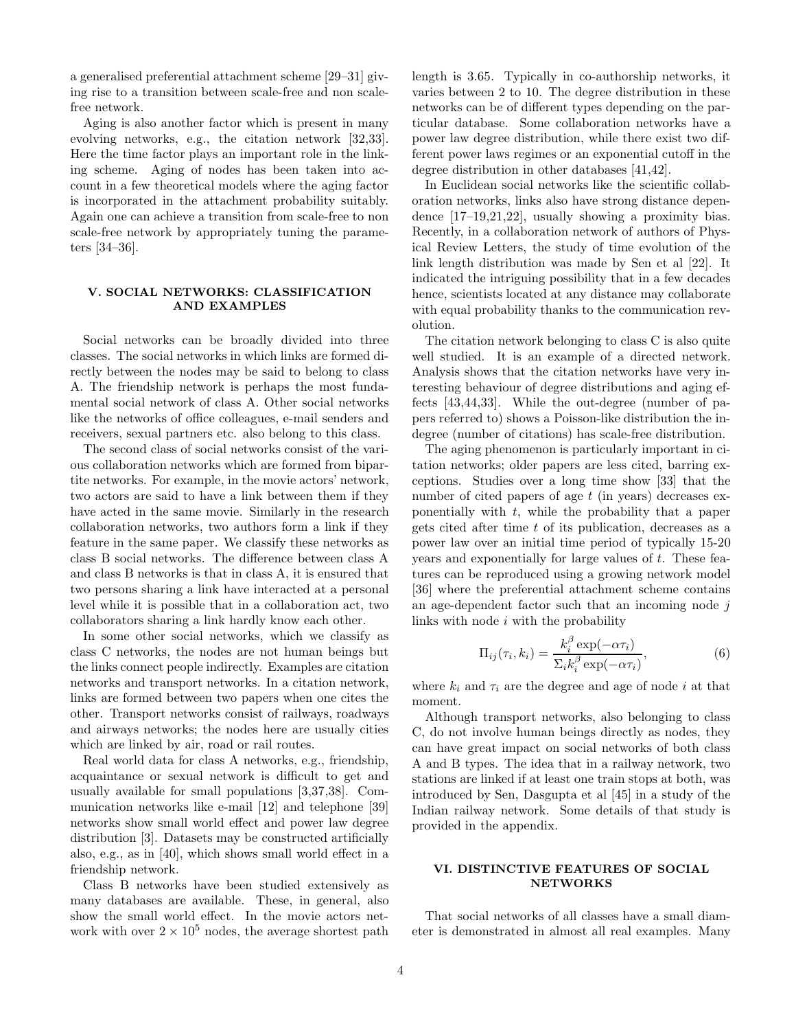a generalised preferential attachment scheme [29–31] giving rise to a transition between scale-free and non scale-free network.

Aging is also another factor which is present in many evolving networks, e.g., the citation network [32,33]. Here the time factor plays an important role in the linking scheme. Aging of nodes has been taken into account in a few theoretical models where the aging factor is incorporated in the attachment probability suitably. Again one can achieve a transition from scale-free to non scale-free network by appropriately tuning the parameters [34–36].

## V. SOCIAL NETWORKS: CLASSIFICATION AND EXAMPLES

Social networks can be broadly divided into three classes. The social networks in which links are formed directly between the nodes may be said to belong to class A. The friendship network is perhaps the most fundamental social network of class A. Other social networks like the networks of office colleagues, e-mail senders and receivers, sexual partners etc. also belong to this class.

The second class of social networks consist of the various collaboration networks which are formed from bipartite networks. For example, in the movie actors' network, two actors are said to have a link between them if they have acted in the same movie. Similarly in the research collaboration networks, two authors form a link if they feature in the same paper. We classify these networks as class B social networks. The difference between class A and class B networks is that in class A, it is ensured that two persons sharing a link have interacted at a personal level while it is possible that in a collaboration act, two collaborators sharing a link hardly know each other.

In some other social networks, which we classify as class C networks, the nodes are not human beings but the links connect people indirectly. Examples are citation networks and transport networks. In a citation network, links are formed between two papers when one cites the other. Transport networks consist of railways, roadways and airways networks; the nodes here are usually cities which are linked by air, road or rail routes.

Real world data for class A networks, e.g., friendship, acquaintance or sexual network is difficult to get and usually available for small populations [3,37,38]. Communication networks like e-mail [12] and telephone [39] networks show small world effect and power law degree distribution [3]. Datasets may be constructed artificially also, e.g., as in [40], which shows small world effect in a friendship network.

Class B networks have been studied extensively as many databases are available. These, in general, also show the small world effect. In the movie actors network with over $2 \times 10^5$ nodes, the average shortest path length is 3.65. Typically in co-authorship networks, it varies between 2 to 10. The degree distribution in these networks can be of different types depending on the particular database. Some collaboration networks have a power law degree distribution, while there exist two different power laws regimes or an exponential cutoff in the degree distribution in other databases [41,42].

In Euclidean social networks like the scientific collaboration networks, links also have strong distance dependence [17–19,21,22], usually showing a proximity bias. Recently, in a collaboration network of authors of Physical Review Letters, the study of time evolution of the link length distribution was made by Sen et al [22]. It indicated the intriguing possibility that in a few decades hence, scientists located at any distance may collaborate with equal probability thanks to the communication revolution.

The citation network belonging to class C is also quite well studied. It is an example of a directed network. Analysis shows that the citation networks have very interesting behaviour of degree distributions and aging effects [43,44,33]. While the out-degree (number of papers referred to) shows a Poisson-like distribution the in-degree (number of citations) has scale-free distribution.

The aging phenomenon is particularly important in citation networks; older papers are less cited, barring exceptions. Studies over a long time show [33] that the number of cited papers of age $t$ (in years) decreases exponentially with $t$, while the probability that a paper gets cited after time $t$ of its publication, decreases as a power law over an initial time period of typically 15-20 years and exponentially for large values of $t$. These features can be reproduced using a growing network model [36] where the preferential attachment scheme contains an age-dependent factor such that an incoming node $j$ links with node $i$ with the probability

$$\Pi_{ij}(\tau_i, k_i) = \frac{k_i^{\beta} \exp(-\alpha \tau_i)}{\Sigma_i k_i^{\beta} \exp(-\alpha \tau_i)}, \tag{6}$$

where $k_i$ and $\tau_i$ are the degree and age of node $i$ at that moment.

Although transport networks, also belonging to class C, do not involve human beings directly as nodes, they can have great impact on social networks of both class A and B types. The idea that in a railway network, two stations are linked if at least one train stops at both, was introduced by Sen, Dasgupta et al [45] in a study of the Indian railway network. Some details of that study is provided in the appendix.

## VI. DISTINCTIVE FEATURES OF SOCIAL NETWORKS

That social networks of all classes have a small diameter is demonstrated in almost all real examples. Many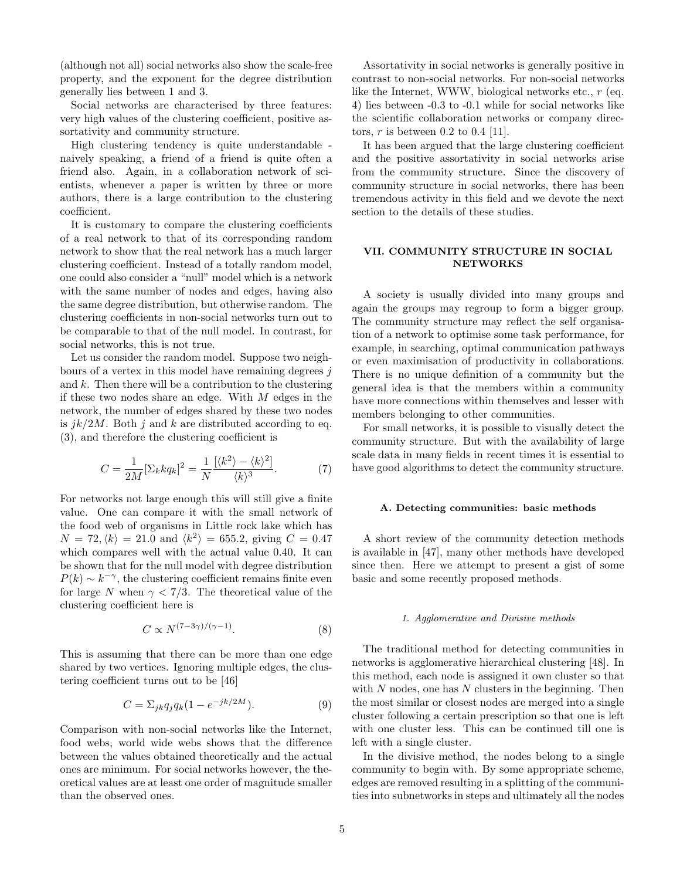(although not all) social networks also show the scale-free property, and the exponent for the degree distribution generally lies between 1 and 3.

Social networks are characterised by three features: very high values of the clustering coefficient, positive assortativity and community structure.

High clustering tendency is quite understandable - naively speaking, a friend of a friend is quite often a friend also. Again, in a collaboration network of scientists, whenever a paper is written by three or more authors, there is a large contribution to the clustering coefficient.

It is customary to compare the clustering coefficients of a real network to that of its corresponding random network to show that the real network has a much larger clustering coefficient. Instead of a totally random model, one could also consider a "null" model which is a network with the same number of nodes and edges, having also the same degree distribution, but otherwise random. The clustering coefficients in non-social networks turn out to be comparable to that of the null model. In contrast, for social networks, this is not true.

Let us consider the random model. Suppose two neighbours of a vertex in this model have remaining degrees $j$ and $k$. Then there will be a contribution to the clustering if these two nodes share an edge. With $M$ edges in the network, the number of edges shared by these two nodes is $jk/2M$. Both $j$ and $k$ are distributed according to eq. (3), and therefore the clustering coefficient is

$$C = \frac{1}{2M}[\Sigma_k k q_k]^2 = \frac{1}{N}\frac{[\langle k^2\rangle - \langle k\rangle^2]}{\langle k\rangle^3}. \quad (7)$$

For networks not large enough this will still give a finite value. One can compare it with the small network of the food web of organisms in Little rock lake which has $N = 72, \langle k\rangle = 21.0$ and $\langle k^2\rangle = 655.2$, giving $C = 0.47$ which compares well with the actual value 0.40. It can be shown that for the null model with degree distribution $P(k) \sim k^{-\gamma}$, the clustering coefficient remains finite even for large $N$ when $\gamma < 7/3$. The theoretical value of the clustering coefficient here is

$$C \propto N^{(7-3\gamma)/(\gamma-1)}. \quad (8)$$

This is assuming that there can be more than one edge shared by two vertices. Ignoring multiple edges, the clustering coefficient turns out to be [46]

$$C = \Sigma_{jk} q_j q_k (1 - e^{-jk/2M}). \quad (9)$$

Comparison with non-social networks like the Internet, food webs, world wide webs shows that the difference between the values obtained theoretically and the actual ones are minimum. For social networks however, the theoretical values are at least one order of magnitude smaller than the observed ones.

Assortativity in social networks is generally positive in contrast to non-social networks. For non-social networks like the Internet, WWW, biological networks etc., $r$ (eq. 4) lies between -0.3 to -0.1 while for social networks like the scientific collaboration networks or company directors, $r$ is between 0.2 to 0.4 [11].

It has been argued that the large clustering coefficient and the positive assortativity in social networks arise from the community structure. Since the discovery of community structure in social networks, there has been tremendous activity in this field and we devote the next section to the details of these studies.

## VII. COMMUNITY STRUCTURE IN SOCIAL NETWORKS

A society is usually divided into many groups and again the groups may regroup to form a bigger group. The community structure may reflect the self organisation of a network to optimise some task performance, for example, in searching, optimal communication pathways or even maximisation of productivity in collaborations. There is no unique definition of a community but the general idea is that the members within a community have more connections within themselves and lesser with members belonging to other communities.

For small networks, it is possible to visually detect the community structure. But with the availability of large scale data in many fields in recent times it is essential to have good algorithms to detect the community structure.

### A. Detecting communities: basic methods

A short review of the community detection methods is available in [47], many other methods have developed since then. Here we attempt to present a gist of some basic and some recently proposed methods.

#### 1. Agglomerative and Divisive methods

The traditional method for detecting communities in networks is agglomerative hierarchical clustering [48]. In this method, each node is assigned it own cluster so that with $N$ nodes, one has $N$ clusters in the beginning. Then the most similar or closest nodes are merged into a single cluster following a certain prescription so that one is left with one cluster less. This can be continued till one is left with a single cluster.

In the divisive method, the nodes belong to a single community to begin with. By some appropriate scheme, edges are removed resulting in a splitting of the communities into subnetworks in steps and ultimately all the nodes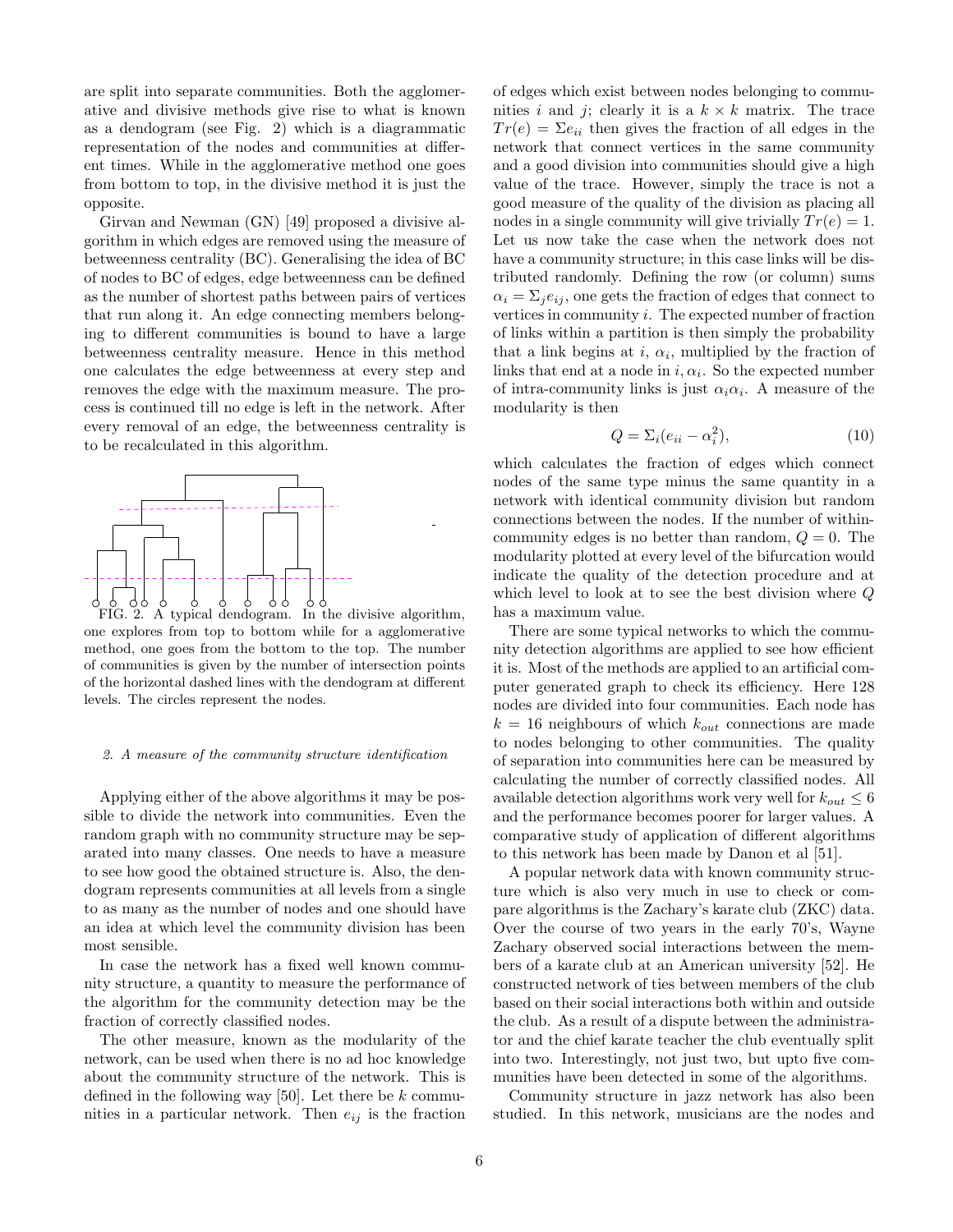are split into separate communities. Both the agglomerative and divisive methods give rise to what is known as a dendogram (see Fig. 2) which is a diagrammatic representation of the nodes and communities at different times. While in the agglomerative method one goes from bottom to top, in the divisive method it is just the opposite.

Girvan and Newman (GN) [49] proposed a divisive algorithm in which edges are removed using the measure of betweenness centrality (BC). Generalising the idea of BC of nodes to BC of edges, edge betweenness can be defined as the number of shortest paths between pairs of vertices that run along it. An edge connecting members belonging to different communities is bound to have a large betweenness centrality measure. Hence in this method one calculates the edge betweenness at every step and removes the edge with the maximum measure. The process is continued till no edge is left in the network. After every removal of an edge, the betweenness centrality is to be recalculated in this algorithm.

FIG. 2. A typical dendogram. In the divisive algorithm, one explores from top to bottom while for a agglomerative method, one goes from the bottom to the top. The number of communities is given by the number of intersection points of the horizontal dashed lines with the dendogram at different levels. The circles represent the nodes.

#### 2. A measure of the community structure identification

Applying either of the above algorithms it may be possible to divide the network into communities. Even the random graph with no community structure may be separated into many classes. One needs to have a measure to see how good the obtained structure is. Also, the dendogram represents communities at all levels from a single to as many as the number of nodes and one should have an idea at which level the community division has been most sensible.

In case the network has a fixed well known community structure, a quantity to measure the performance of the algorithm for the community detection may be the fraction of correctly classified nodes.

The other measure, known as the modularity of the network, can be used when there is no ad hoc knowledge about the community structure of the network. This is defined in the following way [50]. Let there be $k$ communities in a particular network. Then $e_{ij}$ is the fraction of edges which exist between nodes belonging to communities $i$ and $j$; clearly it is a $k \times k$ matrix. The trace $Tr(e) = \Sigma e_{ii}$ then gives the fraction of all edges in the network that connect vertices in the same community and a good division into communities should give a high value of the trace. However, simply the trace is not a good measure of the quality of the division as placing all nodes in a single community will give trivially $Tr(e) = 1$. Let us now take the case when the network does not have a community structure; in this case links will be distributed randomly. Defining the row (or column) sums $\alpha_i = \Sigma_j e_{ij}$, one gets the fraction of edges that connect to vertices in community $i$. The expected number of fraction of links within a partition is then simply the probability that a link begins at $i$, $\alpha_i$, multiplied by the fraction of links that end at a node in $i, \alpha_i$. So the expected number of intra-community links is just $\alpha_i \alpha_i$. A measure of the modularity is then

$$Q = \Sigma_i (e_{ii} - \alpha_i^2), \tag{10}$$

which calculates the fraction of edges which connect nodes of the same type minus the same quantity in a network with identical community division but random connections between the nodes. If the number of within-community edges is no better than random, $Q = 0$. The modularity plotted at every level of the bifurcation would indicate the quality of the detection procedure and at which level to look at to see the best division where $Q$ has a maximum value.

There are some typical networks to which the community detection algorithms are applied to see how efficient it is. Most of the methods are applied to an artificial computer generated graph to check its efficiency. Here 128 nodes are divided into four communities. Each node has $k = 16$ neighbours of which $k_{out}$ connections are made to nodes belonging to other communities. The quality of separation into communities here can be measured by calculating the number of correctly classified nodes. All available detection algorithms work very well for $k_{out} \leq 6$ and the performance becomes poorer for larger values. A comparative study of application of different algorithms to this network has been made by Danon et al [51].

A popular network data with known community structure which is also very much in use to check or compare algorithms is the Zachary's karate club (ZKC) data. Over the course of two years in the early 70's, Wayne Zachary observed social interactions between the members of a karate club at an American university [52]. He constructed network of ties between members of the club based on their social interactions both within and outside the club. As a result of a dispute between the administrator and the chief karate teacher the club eventually split into two. Interestingly, not just two, but upto five communities have been detected in some of the algorithms.

Community structure in jazz network has also been studied. In this network, musicians are the nodes and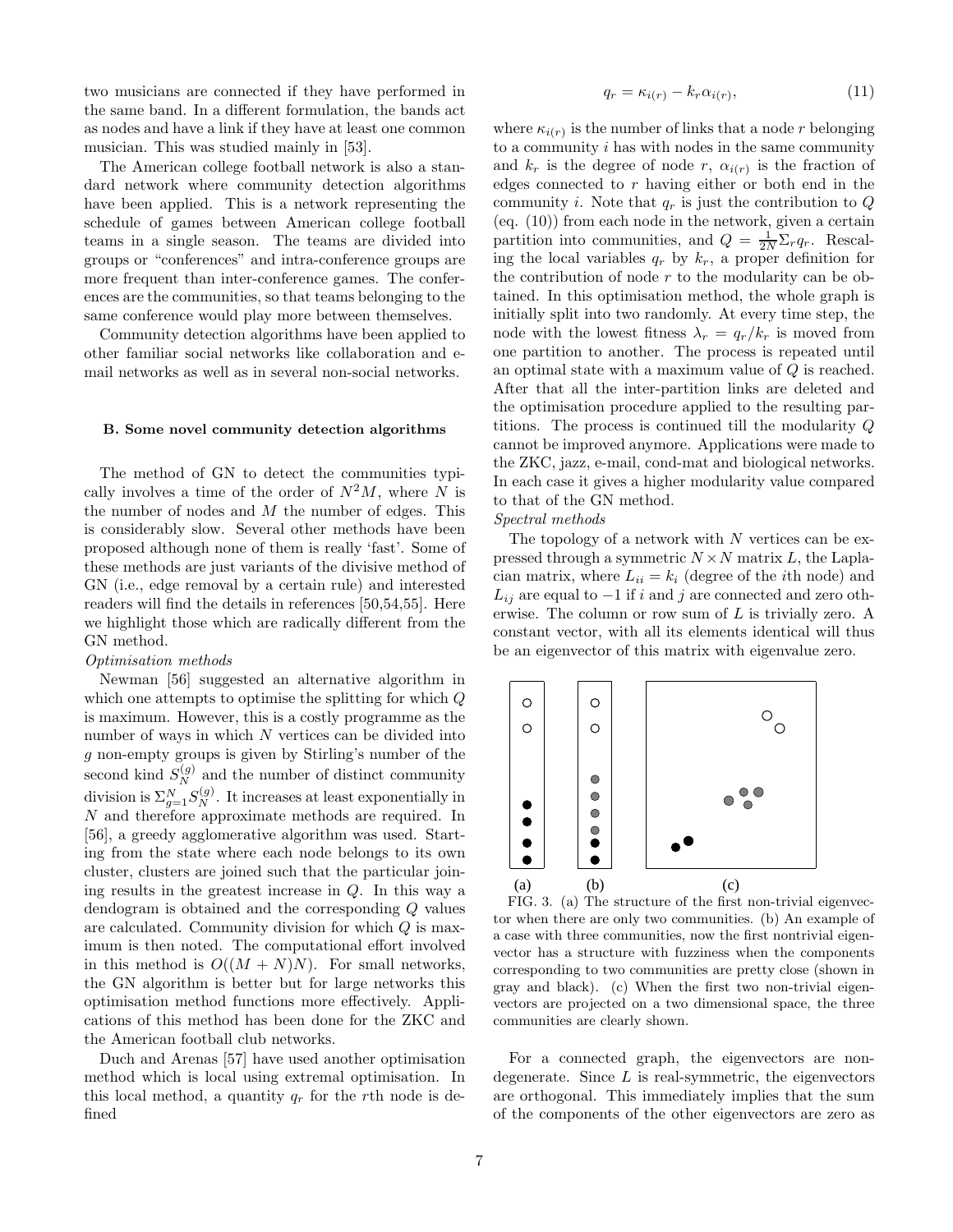two musicians are connected if they have performed in the same band. In a different formulation, the bands act as nodes and have a link if they have at least one common musician. This was studied mainly in [53].

The American college football network is also a standard network where community detection algorithms have been applied. This is a network representing the schedule of games between American college football teams in a single season. The teams are divided into groups or "conferences" and intra-conference groups are more frequent than inter-conference games. The conferences are the communities, so that teams belonging to the same conference would play more between themselves.

Community detection algorithms have been applied to other familiar social networks like collaboration and e-mail networks as well as in several non-social networks.

### B. Some novel community detection algorithms

The method of GN to detect the communities typically involves a time of the order of $N^2M$, where $N$ is the number of nodes and $M$ the number of edges. This is considerably slow. Several other methods have been proposed although none of them is really 'fast'. Some of these methods are just variants of the divisive method of GN (i.e., edge removal by a certain rule) and interested readers will find the details in references [50,54,55]. Here we highlight those which are radically different from the GN method.

*Optimisation methods*

Newman [56] suggested an alternative algorithm in which one attempts to optimise the splitting for which $Q$ is maximum. However, this is a costly programme as the number of ways in which $N$ vertices can be divided into $g$ non-empty groups is given by Stirling's number of the second kind $S_N^{(g)}$ and the number of distinct community division is $\Sigma_{g=1}^{N} S_N^{(g)}$. It increases at least exponentially in $N$ and therefore approximate methods are required. In [56], a greedy agglomerative algorithm was used. Starting from the state where each node belongs to its own cluster, clusters are joined such that the particular joining results in the greatest increase in $Q$. In this way a dendogram is obtained and the corresponding $Q$ values are calculated. Community division for which $Q$ is maximum is then noted. The computational effort involved in this method is $O((M + N)N)$. For small networks, the GN algorithm is better but for large networks this optimisation method functions more effectively. Applications of this method has been done for the ZKC and the American football club networks.

Duch and Arenas [57] have used another optimisation method which is local using extremal optimisation. In this local method, a quantity $q_r$ for the $r$th node is defined

$$q_r = \kappa_{i(r)} - k_r \alpha_{i(r)}, \tag{11}$$

where $\kappa_{i(r)}$ is the number of links that a node $r$ belonging to a community $i$ has with nodes in the same community and $k_r$ is the degree of node $r$, $\alpha_{i(r)}$ is the fraction of edges connected to $r$ having either or both end in the community $i$. Note that $q_r$ is just the contribution to $Q$ (eq. (10)) from each node in the network, given a certain partition into communities, and $Q = \frac{1}{2N}\Sigma_r q_r$. Rescaling the local variables $q_r$ by $k_r$, a proper definition for the contribution of node $r$ to the modularity can be obtained. In this optimisation method, the whole graph is initially split into two randomly. At every time step, the node with the lowest fitness $\lambda_r = q_r/k_r$ is moved from one partition to another. The process is repeated until an optimal state with a maximum value of $Q$ is reached. After that all the inter-partition links are deleted and the optimisation procedure applied to the resulting partitions. The process is continued till the modularity $Q$ cannot be improved anymore. Applications were made to the ZKC, jazz, e-mail, cond-mat and biological networks. In each case it gives a higher modularity value compared to that of the GN method.

*Spectral methods*

The topology of a network with $N$ vertices can be expressed through a symmetric $N \times N$ matrix $L$, the Laplacian matrix, where $L_{ii} = k_i$ (degree of the $i$th node) and $L_{ij}$ are equal to $-1$ if $i$ and $j$ are connected and zero otherwise. The column or row sum of $L$ is trivially zero. A constant vector, with all its elements identical will thus be an eigenvector of this matrix with eigenvalue zero.

FIG. 3. (a) The structure of the first non-trivial eigenvector when there are only two communities. (b) An example of a case with three communities, now the first nontrivial eigenvector has a structure with fuzziness when the components corresponding to two communities are pretty close (shown in gray and black). (c) When the first two non-trivial eigenvectors are projected on a two dimensional space, the three communities are clearly shown.

For a connected graph, the eigenvectors are non-degenerate. Since $L$ is real-symmetric, the eigenvectors are orthogonal. This immediately implies that the sum of the components of the other eigenvectors are zero as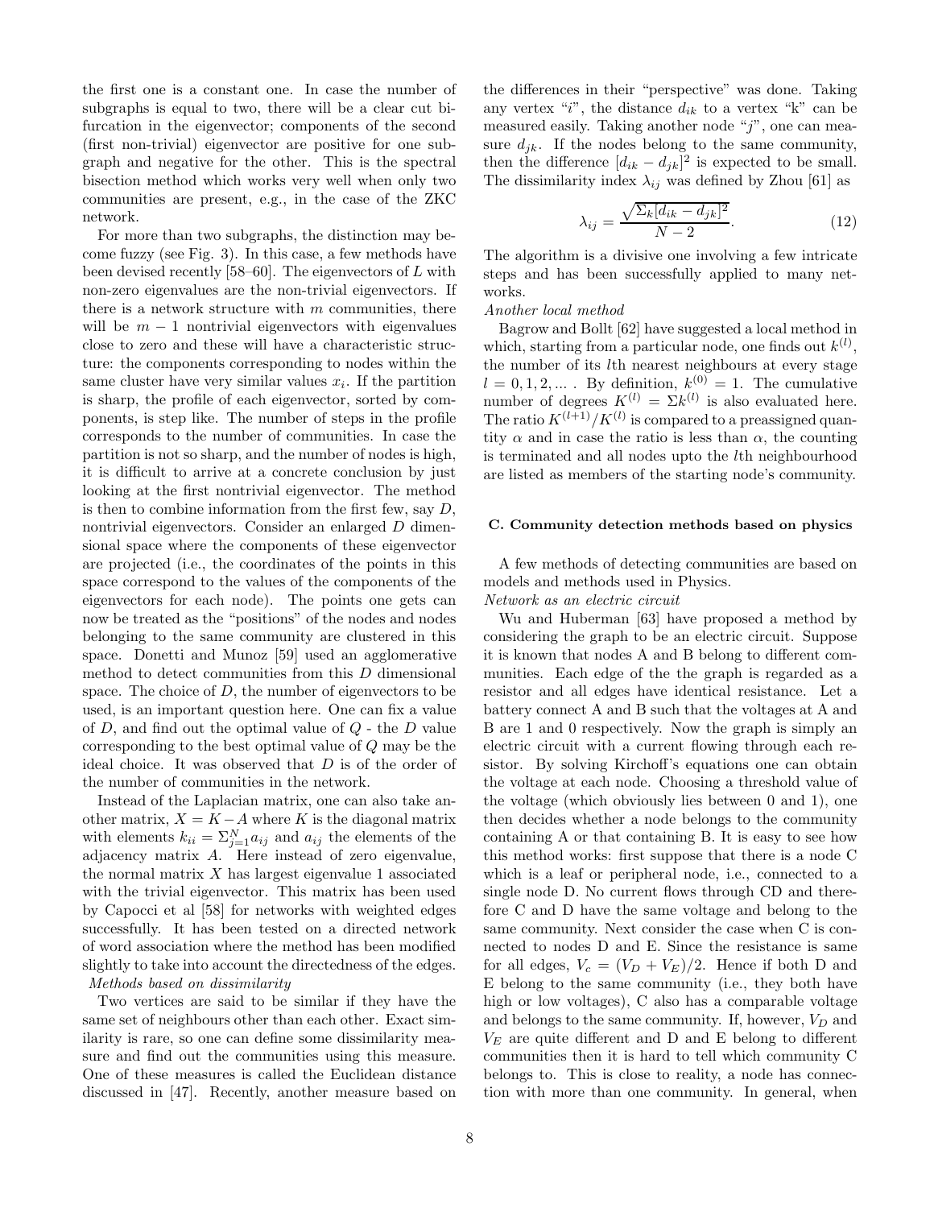the first one is a constant one. In case the number of subgraphs is equal to two, there will be a clear cut bifurcation in the eigenvector; components of the second (first non-trivial) eigenvector are positive for one subgraph and negative for the other. This is the spectral bisection method which works very well when only two communities are present, e.g., in the case of the ZKC network.

For more than two subgraphs, the distinction may become fuzzy (see Fig. 3). In this case, a few methods have been devised recently [58–60]. The eigenvectors of $L$ with non-zero eigenvalues are the non-trivial eigenvectors. If there is a network structure with $m$ communities, there will be $m-1$ nontrivial eigenvectors with eigenvalues close to zero and these will have a characteristic structure: the components corresponding to nodes within the same cluster have very similar values $x_i$. If the partition is sharp, the profile of each eigenvector, sorted by components, is step like. The number of steps in the profile corresponds to the number of communities. In case the partition is not so sharp, and the number of nodes is high, it is difficult to arrive at a concrete conclusion by just looking at the first nontrivial eigenvector. The method is then to combine information from the first few, say $D$, nontrivial eigenvectors. Consider an enlarged $D$ dimensional space where the components of these eigenvector are projected (i.e., the coordinates of the points in this space correspond to the values of the components of the eigenvectors for each node). The points one gets can now be treated as the "positions" of the nodes and nodes belonging to the same community are clustered in this space. Donetti and Munoz [59] used an agglomerative method to detect communities from this $D$ dimensional space. The choice of $D$, the number of eigenvectors to be used, is an important question here. One can fix a value of $D$, and find out the optimal value of $Q$ - the $D$ value corresponding to the best optimal value of $Q$ may be the ideal choice. It was observed that $D$ is of the order of the number of communities in the network.

Instead of the Laplacian matrix, one can also take another matrix, $X = K - A$ where $K$ is the diagonal matrix with elements $k_{ii} = \Sigma_{j=1}^{N} a_{ij}$ and $a_{ij}$ the elements of the adjacency matrix $A$. Here instead of zero eigenvalue, the normal matrix $X$ has largest eigenvalue 1 associated with the trivial eigenvector. This matrix has been used by Capocci et al [58] for networks with weighted edges successfully. It has been tested on a directed network of word association where the method has been modified slightly to take into account the directedness of the edges.

*Methods based on dissimilarity*

Two vertices are said to be similar if they have the same set of neighbours other than each other. Exact similarity is rare, so one can define some dissimilarity measure and find out the communities using this measure. One of these measures is called the Euclidean distance discussed in [47]. Recently, another measure based on the differences in their "perspective" was done. Taking any vertex "$i$", the distance $d_{ik}$ to a vertex "k" can be measured easily. Taking another node "$j$", one can measure $d_{jk}$. If the nodes belong to the same community, then the difference $[d_{ik} - d_{jk}]^2$ is expected to be small. The dissimilarity index $\lambda_{ij}$ was defined by Zhou [61] as

$$\lambda_{ij} = \frac{\sqrt{\Sigma_k [d_{ik} - d_{jk}]^2}}{N-2}. \tag{12}$$

The algorithm is a divisive one involving a few intricate steps and has been successfully applied to many networks.

*Another local method*

Bagrow and Bollt [62] have suggested a local method in which, starting from a particular node, one finds out $k^{(l)}$, the number of its $l$th nearest neighbours at every stage $l = 0, 1, 2, ...$ . By definition, $k^{(0)} = 1$. The cumulative number of degrees $K^{(l)} = \Sigma k^{(l)}$ is also evaluated here. The ratio $K^{(l+1)}/K^{(l)}$ is compared to a preassigned quantity $\alpha$ and in case the ratio is less than $\alpha$, the counting is terminated and all nodes upto the $l$th neighbourhood are listed as members of the starting node's community.

### C. Community detection methods based on physics

A few methods of detecting communities are based on models and methods used in Physics.

*Network as an electric circuit*

Wu and Huberman [63] have proposed a method by considering the graph to be an electric circuit. Suppose it is known that nodes A and B belong to different communities. Each edge of the the graph is regarded as a resistor and all edges have identical resistance. Let a battery connect A and B such that the voltages at A and B are 1 and 0 respectively. Now the graph is simply an electric circuit with a current flowing through each resistor. By solving Kirchoff's equations one can obtain the voltage at each node. Choosing a threshold value of the voltage (which obviously lies between 0 and 1), one then decides whether a node belongs to the community containing A or that containing B. It is easy to see how this method works: first suppose that there is a node C which is a leaf or peripheral node, i.e., connected to a single node D. No current flows through CD and therefore C and D have the same voltage and belong to the same community. Next consider the case when C is connected to nodes D and E. Since the resistance is same for all edges, $V_c = (V_D + V_E)/2$. Hence if both D and E belong to the same community (i.e., they both have high or low voltages), C also has a comparable voltage and belongs to the same community. If, however, $V_D$ and $V_E$ are quite different and D and E belong to different communities then it is hard to tell which community C belongs to. This is close to reality, a node has connection with more than one community. In general, when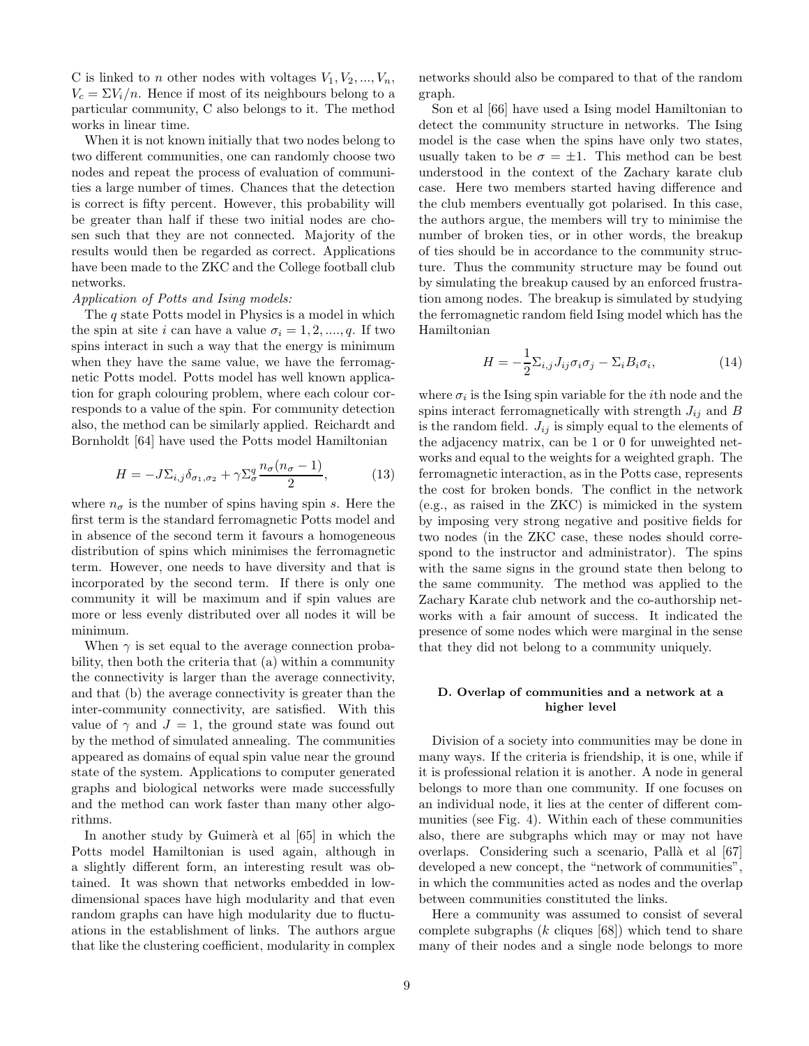C is linked to $n$ other nodes with voltages $V_1, V_2, ..., V_n$, $V_c = \Sigma V_i/n$. Hence if most of its neighbours belong to a particular community, C also belongs to it. The method works in linear time.

When it is not known initially that two nodes belong to two different communities, one can randomly choose two nodes and repeat the process of evaluation of communities a large number of times. Chances that the detection is correct is fifty percent. However, this probability will be greater than half if these two initial nodes are chosen such that they are not connected. Majority of the results would then be regarded as correct. Applications have been made to the ZKC and the College football club networks.

*Application of Potts and Ising models:*

The $q$ state Potts model in Physics is a model in which the spin at site $i$ can have a value $\sigma_i = 1, 2, ...., q$. If two spins interact in such a way that the energy is minimum when they have the same value, we have the ferromagnetic Potts model. Potts model has well known application for graph colouring problem, where each colour corresponds to a value of the spin. For community detection also, the method can be similarly applied. Reichardt and Bornholdt [64] have used the Potts model Hamiltonian

$$H = -J\Sigma_{i,j}\delta_{\sigma_1,\sigma_2} + \gamma\Sigma_\sigma^q \frac{n_\sigma(n_\sigma - 1)}{2}, \tag{13}$$

where $n_\sigma$ is the number of spins having spin $s$. Here the first term is the standard ferromagnetic Potts model and in absence of the second term it favours a homogeneous distribution of spins which minimises the ferromagnetic term. However, one needs to have diversity and that is incorporated by the second term. If there is only one community it will be maximum and if spin values are more or less evenly distributed over all nodes it will be minimum.

When $\gamma$ is set equal to the average connection probability, then both the criteria that (a) within a community the connectivity is larger than the average connectivity, and that (b) the average connectivity is greater than the inter-community connectivity, are satisfied. With this value of $\gamma$ and $J = 1$, the ground state was found out by the method of simulated annealing. The communities appeared as domains of equal spin value near the ground state of the system. Applications to computer generated graphs and biological networks were made successfully and the method can work faster than many other algorithms.

In another study by Guimerà et al [65] in which the Potts model Hamiltonian is used again, although in a slightly different form, an interesting result was obtained. It was shown that networks embedded in low-dimensional spaces have high modularity and that even random graphs can have high modularity due to fluctuations in the establishment of links. The authors argue that like the clustering coefficient, modularity in complex networks should also be compared to that of the random graph.

Son et al [66] have used a Ising model Hamiltonian to detect the community structure in networks. The Ising model is the case when the spins have only two states, usually taken to be $\sigma = \pm 1$. This method can be best understood in the context of the Zachary karate club case. Here two members started having difference and the club members eventually got polarised. In this case, the authors argue, the members will try to minimise the number of broken ties, or in other words, the breakup of ties should be in accordance to the community structure. Thus the community structure may be found out by simulating the breakup caused by an enforced frustration among nodes. The breakup is simulated by studying the ferromagnetic random field Ising model which has the Hamiltonian

$$H = -\frac{1}{2}\Sigma_{i,j}J_{ij}\sigma_i\sigma_j - \Sigma_i B_i\sigma_i, \tag{14}$$

where $\sigma_i$ is the Ising spin variable for the $i$th node and the spins interact ferromagnetically with strength $J_{ij}$ and $B$ is the random field. $J_{ij}$ is simply equal to the elements of the adjacency matrix, can be 1 or 0 for unweighted networks and equal to the weights for a weighted graph. The ferromagnetic interaction, as in the Potts case, represents the cost for broken bonds. The conflict in the network (e.g., as raised in the ZKC) is mimicked in the system by imposing very strong negative and positive fields for two nodes (in the ZKC case, these nodes should correspond to the instructor and administrator). The spins with the same signs in the ground state then belong to the same community. The method was applied to the Zachary Karate club network and the co-authorship networks with a fair amount of success. It indicated the presence of some nodes which were marginal in the sense that they did not belong to a community uniquely.

### D. Overlap of communities and a network at a higher level

Division of a society into communities may be done in many ways. If the criteria is friendship, it is one, while if it is professional relation it is another. A node in general belongs to more than one community. If one focuses on an individual node, it lies at the center of different communities (see Fig. 4). Within each of these communities also, there are subgraphs which may or may not have overlaps. Considering such a scenario, Pallà et al [67] developed a new concept, the "network of communities", in which the communities acted as nodes and the overlap between communities constituted the links.

Here a community was assumed to consist of several complete subgraphs ($k$ cliques [68]) which tend to share many of their nodes and a single node belongs to more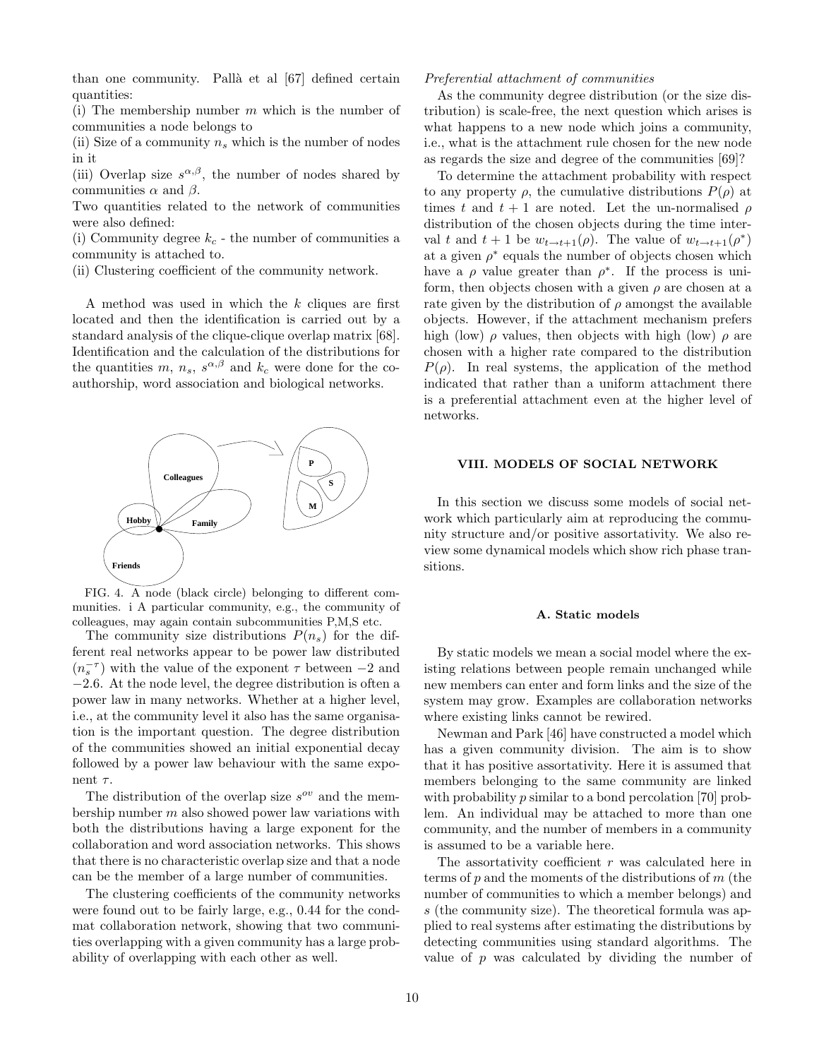than one community. Pallà et al [67] defined certain quantities:
(i) The membership number $m$ which is the number of communities a node belongs to
(ii) Size of a community $n_s$ which is the number of nodes in it
(iii) Overlap size $s^{\alpha,\beta}$, the number of nodes shared by communities $\alpha$ and $\beta$.
Two quantities related to the network of communities were also defined:
(i) Community degree $k_c$ - the number of communities a community is attached to.
(ii) Clustering coefficient of the community network.

A method was used in which the $k$ cliques are first located and then the identification is carried out by a standard analysis of the clique-clique overlap matrix [68]. Identification and the calculation of the distributions for the quantities $m$, $n_s$, $s^{\alpha,\beta}$ and $k_c$ were done for the co-authorship, word association and biological networks.

FIG. 4. A node (black circle) belonging to different communities. i A particular community, e.g., the community of colleagues, may again contain subcommunities P,M,S etc.

The community size distributions $P(n_s)$ for the different real networks appear to be power law distributed ($n_s^{-\tau}$) with the value of the exponent $\tau$ between $-2$ and $-2.6$. At the node level, the degree distribution is often a power law in many networks. Whether at a higher level, i.e., at the community level it also has the same organisation is the important question. The degree distribution of the communities showed an initial exponential decay followed by a power law behaviour with the same exponent $\tau$.

The distribution of the overlap size $s^{ov}$ and the membership number $m$ also showed power law variations with both the distributions having a large exponent for the collaboration and word association networks. This shows that there is no characteristic overlap size and that a node can be the member of a large number of communities.

The clustering coefficients of the community networks were found out to be fairly large, e.g., 0.44 for the cond-mat collaboration network, showing that two communities overlapping with a given community has a large probability of overlapping with each other as well.

*Preferential attachment of communities*

As the community degree distribution (or the size distribution) is scale-free, the next question which arises is what happens to a new node which joins a community, i.e., what is the attachment rule chosen for the new node as regards the size and degree of the communities [69]?

To determine the attachment probability with respect to any property $\rho$, the cumulative distributions $P(\rho)$ at times $t$ and $t+1$ are noted. Let the un-normalised $\rho$ distribution of the chosen objects during the time interval $t$ and $t+1$ be $w_{t\to t+1}(\rho)$. The value of $w_{t\to t+1}(\rho^*)$ at a given $\rho^*$ equals the number of objects chosen which have a $\rho$ value greater than $\rho^*$. If the process is uniform, then objects chosen with a given $\rho$ are chosen at a rate given by the distribution of $\rho$ amongst the available objects. However, if the attachment mechanism prefers high (low) $\rho$ values, then objects with high (low) $\rho$ are chosen with a higher rate compared to the distribution $P(\rho)$. In real systems, the application of the method indicated that rather than a uniform attachment there is a preferential attachment even at the higher level of networks.

## VIII. MODELS OF SOCIAL NETWORK

In this section we discuss some models of social network which particularly aim at reproducing the community structure and/or positive assortativity. We also review some dynamical models which show rich phase transitions.

### A. Static models

By static models we mean a social model where the existing relations between people remain unchanged while new members can enter and form links and the size of the system may grow. Examples are collaboration networks where existing links cannot be rewired.

Newman and Park [46] have constructed a model which has a given community division. The aim is to show that it has positive assortativity. Here it is assumed that members belonging to the same community are linked with probability $p$ similar to a bond percolation [70] problem. An individual may be attached to more than one community, and the number of members in a community is assumed to be a variable here.

The assortativity coefficient $r$ was calculated here in terms of $p$ and the moments of the distributions of $m$ (the number of communities to which a member belongs) and $s$ (the community size). The theoretical formula was applied to real systems after estimating the distributions by detecting communities using standard algorithms. The value of $p$ was calculated by dividing the number of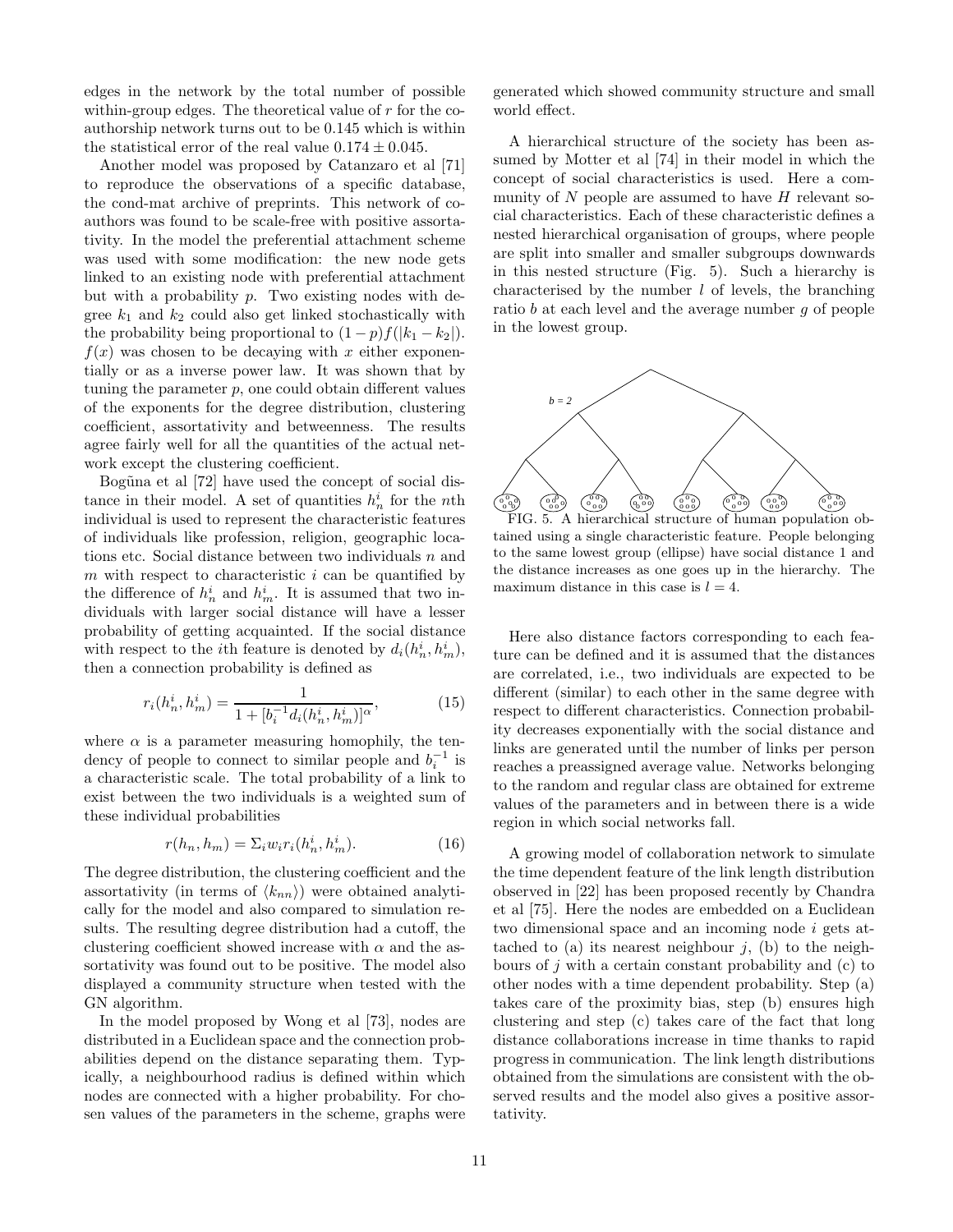edges in the network by the total number of possible within-group edges. The theoretical value of $r$ for the coauthorship network turns out to be 0.145 which is within the statistical error of the real value $0.174 \pm 0.045$.

Another model was proposed by Catanzaro et al [71] to reproduce the observations of a specific database, the cond-mat archive of preprints. This network of coauthors was found to be scale-free with positive assortativity. In the model the preferential attachment scheme was used with some modification: the new node gets linked to an existing node with preferential attachment but with a probability $p$. Two existing nodes with degree $k_1$ and $k_2$ could also get linked stochastically with the probability being proportional to $(1-p)f(|k_1 - k_2|)$. $f(x)$ was chosen to be decaying with $x$ either exponentially or as a inverse power law. It was shown that by tuning the parameter $p$, one could obtain different values of the exponents for the degree distribution, clustering coefficient, assortativity and betweenness. The results agree fairly well for all the quantities of the actual network except the clustering coefficient.

Boguña et al [72] have used the concept of social distance in their model. A set of quantities $h_n^i$ for the $n$th individual is used to represent the characteristic features of individuals like profession, religion, geographic locations etc. Social distance between two individuals $n$ and $m$ with respect to characteristic $i$ can be quantified by the difference of $h_n^i$ and $h_m^i$. It is assumed that two individuals with larger social distance will have a lesser probability of getting acquainted. If the social distance with respect to the $i$th feature is denoted by $d_i(h_n^i, h_m^i)$, then a connection probability is defined as

$$r_i(h_n^i, h_m^i) = \frac{1}{1 + [b_i^{-1} d_i(h_n^i, h_m^i)]^\alpha}, \tag{15}$$

where $\alpha$ is a parameter measuring homophily, the tendency of people to connect to similar people and $b_i^{-1}$ is a characteristic scale. The total probability of a link to exist between the two individuals is a weighted sum of these individual probabilities

$$r(h_n, h_m) = \Sigma_i w_i r_i(h_n^i, h_m^i). \tag{16}$$

The degree distribution, the clustering coefficient and the assortativity (in terms of $\langle k_{nn} \rangle$) were obtained analytically for the model and also compared to simulation results. The resulting degree distribution had a cutoff, the clustering coefficient showed increase with $\alpha$ and the assortativity was found out to be positive. The model also displayed a community structure when tested with the GN algorithm.

In the model proposed by Wong et al [73], nodes are distributed in a Euclidean space and the connection probabilities depend on the distance separating them. Typically, a neighbourhood radius is defined within which nodes are connected with a higher probability. For chosen values of the parameters in the scheme, graphs were generated which showed community structure and small world effect.

A hierarchical structure of the society has been assumed by Motter et al [74] in their model in which the concept of social characteristics is used. Here a community of $N$ people are assumed to have $H$ relevant social characteristics. Each of these characteristic defines a nested hierarchical organisation of groups, where people are split into smaller and smaller subgroups downwards in this nested structure (Fig. 5). Such a hierarchy is characterised by the number $l$ of levels, the branching ratio $b$ at each level and the average number $g$ of people in the lowest group.

FIG. 5. A hierarchical structure of human population obtained using a single characteristic feature. People belonging to the same lowest group (ellipse) have social distance 1 and the distance increases as one goes up in the hierarchy. The maximum distance in this case is $l = 4$.

Here also distance factors corresponding to each feature can be defined and it is assumed that the distances are correlated, i.e., two individuals are expected to be different (similar) to each other in the same degree with respect to different characteristics. Connection probability decreases exponentially with the social distance and links are generated until the number of links per person reaches a preassigned average value. Networks belonging to the random and regular class are obtained for extreme values of the parameters and in between there is a wide region in which social networks fall.

A growing model of collaboration network to simulate the time dependent feature of the link length distribution observed in [22] has been proposed recently by Chandra et al [75]. Here the nodes are embedded on a Euclidean two dimensional space and an incoming node $i$ gets attached to (a) its nearest neighbour $j$, (b) to the neighbours of $j$ with a certain constant probability and (c) to other nodes with a time dependent probability. Step (a) takes care of the proximity bias, step (b) ensures high clustering and step (c) takes care of the fact that long distance collaborations increase in time thanks to rapid progress in communication. The link length distributions obtained from the simulations are consistent with the observed results and the model also gives a positive assortativity.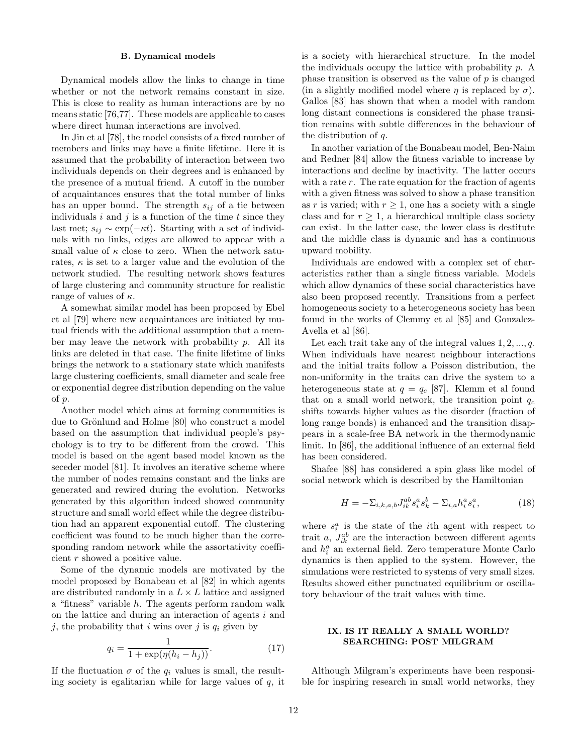### B. Dynamical models

Dynamical models allow the links to change in time whether or not the network remains constant in size. This is close to reality as human interactions are by no means static [76,77]. These models are applicable to cases where direct human interactions are involved.

In Jin et al [78], the model consists of a fixed number of members and links may have a finite lifetime. Here it is assumed that the probability of interaction between two individuals depends on their degrees and is enhanced by the presence of a mutual friend. A cutoff in the number of acquaintances ensures that the total number of links has an upper bound. The strength $s_{ij}$ of a tie between individuals $i$ and $j$ is a function of the time $t$ since they last met; $s_{ij} \sim \exp(-\kappa t)$. Starting with a set of individuals with no links, edges are allowed to appear with a small value of $\kappa$ close to zero. When the network saturates, $\kappa$ is set to a larger value and the evolution of the network studied. The resulting network shows features of large clustering and community structure for realistic range of values of $\kappa$.

A somewhat similar model has been proposed by Ebel et al [79] where new acquaintances are initiated by mutual friends with the additional assumption that a member may leave the network with probability $p$. All its links are deleted in that case. The finite lifetime of links brings the network to a stationary state which manifests large clustering coefficients, small diameter and scale free or exponential degree distribution depending on the value of $p$.

Another model which aims at forming communities is due to Grönlund and Holme [80] who construct a model based on the assumption that individual people's psychology is to try to be different from the crowd. This model is based on the agent based model known as the seceder model [81]. It involves an iterative scheme where the number of nodes remains constant and the links are generated and rewired during the evolution. Networks generated by this algorithm indeed showed community structure and small world effect while the degree distribution had an apparent exponential cutoff. The clustering coefficient was found to be much higher than the corresponding random network while the assortativity coefficient $r$ showed a positive value.

Some of the dynamic models are motivated by the model proposed by Bonabeau et al [82] in which agents are distributed randomly in a $L \times L$ lattice and assigned a "fitness" variable $h$. The agents perform random walk on the lattice and during an interaction of agents $i$ and $j$, the probability that $i$ wins over $j$ is $q_i$ given by

$$q_i = \frac{1}{1 + \exp(\eta(h_i - h_j))}. \tag{17}$$

If the fluctuation $\sigma$ of the $q_i$ values is small, the resulting society is egalitarian while for large values of $q$, it is a society with hierarchical structure. In the model the individuals occupy the lattice with probability $p$. A phase transition is observed as the value of $p$ is changed (in a slightly modified model where $\eta$ is replaced by $\sigma$). Gallos [83] has shown that when a model with random long distant connections is considered the phase transition remains with subtle differences in the behaviour of the distribution of $q$.

In another variation of the Bonabeau model, Ben-Naim and Redner [84] allow the fitness variable to increase by interactions and decline by inactivity. The latter occurs with a rate $r$. The rate equation for the fraction of agents with a given fitness was solved to show a phase transition as $r$ is varied; with $r \geq 1$, one has a society with a single class and for $r \geq 1$, a hierarchical multiple class society can exist. In the latter case, the lower class is destitute and the middle class is dynamic and has a continuous upward mobility.

Individuals are endowed with a complex set of characteristics rather than a single fitness variable. Models which allow dynamics of these social characteristics have also been proposed recently. Transitions from a perfect homogeneous society to a heterogeneous society has been found in the works of Clemmy et al [85] and Gonzalez-Avella et al [86].

Let each trait take any of the integral values $1, 2, ..., q$. When individuals have nearest neighbour interactions and the initial traits follow a Poisson distribution, the non-uniformity in the traits can drive the system to a heterogeneous state at $q = q_c$ [87]. Klemm et al found that on a small world network, the transition point $q_c$ shifts towards higher values as the disorder (fraction of long range bonds) is enhanced and the transition disappears in a scale-free BA network in the thermodynamic limit. In [86], the additional influence of an external field has been considered.

Shafee [88] has considered a spin glass like model of social network which is described by the Hamiltonian

$$H = -\Sigma_{i,k,a,b} J_{ik}^{ab} s_i^a s_k^b - \Sigma_{i,a} h_i^a s_i^a, \tag{18}$$

where $s_i^a$ is the state of the $i$th agent with respect to trait $a$, $J_{ik}^{ab}$ are the interaction between different agents and $h_i^a$ an external field. Zero temperature Monte Carlo dynamics is then applied to the system. However, the simulations were restricted to systems of very small sizes. Results showed either punctuated equilibrium or oscillatory behaviour of the trait values with time.

## IX. IS IT REALLY A SMALL WORLD? SEARCHING: POST MILGRAM

Although Milgram's experiments have been responsible for inspiring research in small world networks, they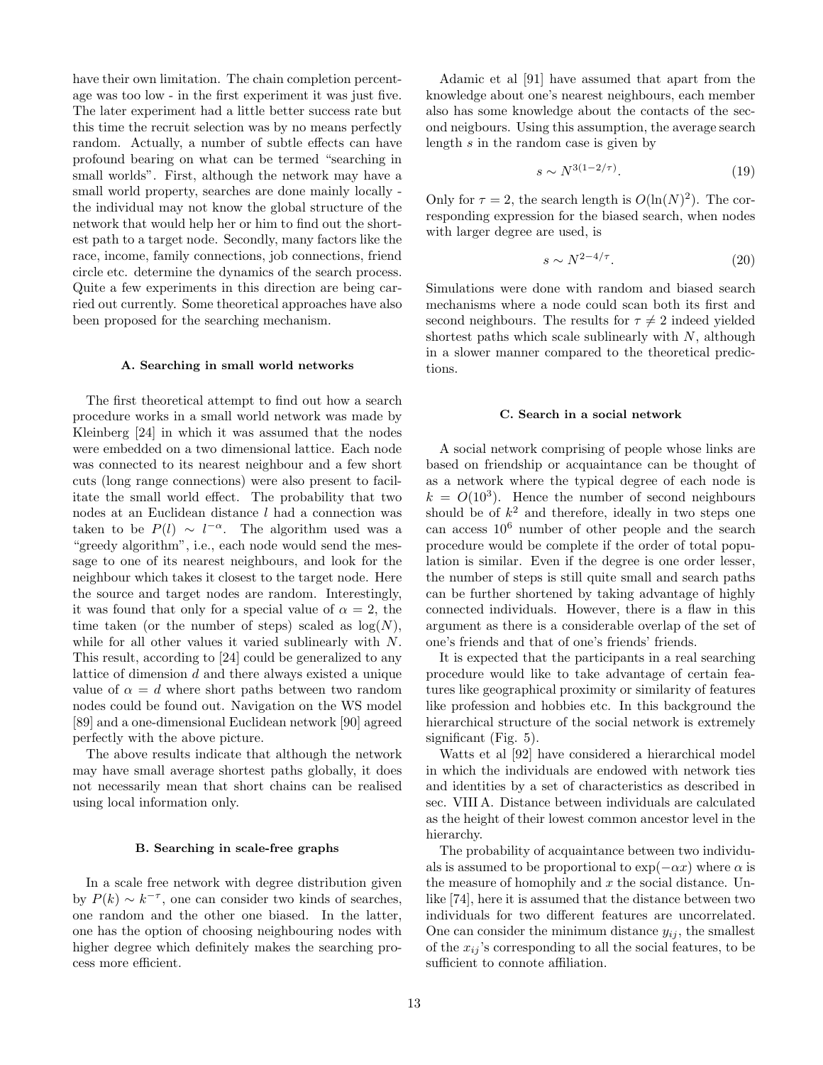have their own limitation. The chain completion percentage was too low - in the first experiment it was just five. The later experiment had a little better success rate but this time the recruit selection was by no means perfectly random. Actually, a number of subtle effects can have profound bearing on what can be termed "searching in small worlds". First, although the network may have a small world property, searches are done mainly locally - the individual may not know the global structure of the network that would help her or him to find out the shortest path to a target node. Secondly, many factors like the race, income, family connections, job connections, friend circle etc. determine the dynamics of the search process. Quite a few experiments in this direction are being carried out currently. Some theoretical approaches have also been proposed for the searching mechanism.

#### A. Searching in small world networks

The first theoretical attempt to find out how a search procedure works in a small world network was made by Kleinberg [24] in which it was assumed that the nodes were embedded on a two dimensional lattice. Each node was connected to its nearest neighbour and a few short cuts (long range connections) were also present to facilitate the small world effect. The probability that two nodes at an Euclidean distance $l$ had a connection was taken to be $P(l) \sim l^{-\alpha}$. The algorithm used was a "greedy algorithm", i.e., each node would send the message to one of its nearest neighbours, and look for the neighbour which takes it closest to the target node. Here the source and target nodes are random. Interestingly, it was found that only for a special value of $\alpha = 2$, the time taken (or the number of steps) scaled as $\log(N)$, while for all other values it varied sublinearly with $N$. This result, according to [24] could be generalized to any lattice of dimension $d$ and there always existed a unique value of $\alpha = d$ where short paths between two random nodes could be found out. Navigation on the WS model [89] and a one-dimensional Euclidean network [90] agreed perfectly with the above picture.

The above results indicate that although the network may have small average shortest paths globally, it does not necessarily mean that short chains can be realised using local information only.

#### B. Searching in scale-free graphs

In a scale free network with degree distribution given by $P(k) \sim k^{-\tau}$, one can consider two kinds of searches, one random and the other one biased. In the latter, one has the option of choosing neighbouring nodes with higher degree which definitely makes the searching process more efficient.

Adamic et al [91] have assumed that apart from the knowledge about one's nearest neighbours, each member also has some knowledge about the contacts of the second neigbours. Using this assumption, the average search length $s$ in the random case is given by

$$s \sim N^{3(1-2/\tau)}. \tag{19}$$

Only for $\tau = 2$, the search length is $O(\ln(N)^2)$. The corresponding expression for the biased search, when nodes with larger degree are used, is

$$s \sim N^{2-4/\tau}. \tag{20}$$

Simulations were done with random and biased search mechanisms where a node could scan both its first and second neighbours. The results for $\tau \neq 2$ indeed yielded shortest paths which scale sublinearly with $N$, although in a slower manner compared to the theoretical predictions.

#### C. Search in a social network

A social network comprising of people whose links are based on friendship or acquaintance can be thought of as a network where the typical degree of each node is $k = O(10^3)$. Hence the number of second neighbours should be of $k^2$ and therefore, ideally in two steps one can access $10^6$ number of other people and the search procedure would be complete if the order of total population is similar. Even if the degree is one order lesser, the number of steps is still quite small and search paths can be further shortened by taking advantage of highly connected individuals. However, there is a flaw in this argument as there is a considerable overlap of the set of one's friends and that of one's friends' friends.

It is expected that the participants in a real searching procedure would like to take advantage of certain features like geographical proximity or similarity of features like profession and hobbies etc. In this background the hierarchical structure of the social network is extremely significant (Fig. 5).

Watts et al [92] have considered a hierarchical model in which the individuals are endowed with network ties and identities by a set of characteristics as described in sec. VIII A. Distance between individuals are calculated as the height of their lowest common ancestor level in the hierarchy.

The probability of acquaintance between two individuals is assumed to be proportional to $\exp(-\alpha x)$ where $\alpha$ is the measure of homophily and $x$ the social distance. Unlike [74], here it is assumed that the distance between two individuals for two different features are uncorrelated. One can consider the minimum distance $y_{ij}$, the smallest of the $x_{ij}$'s corresponding to all the social features, to be sufficient to connote affiliation.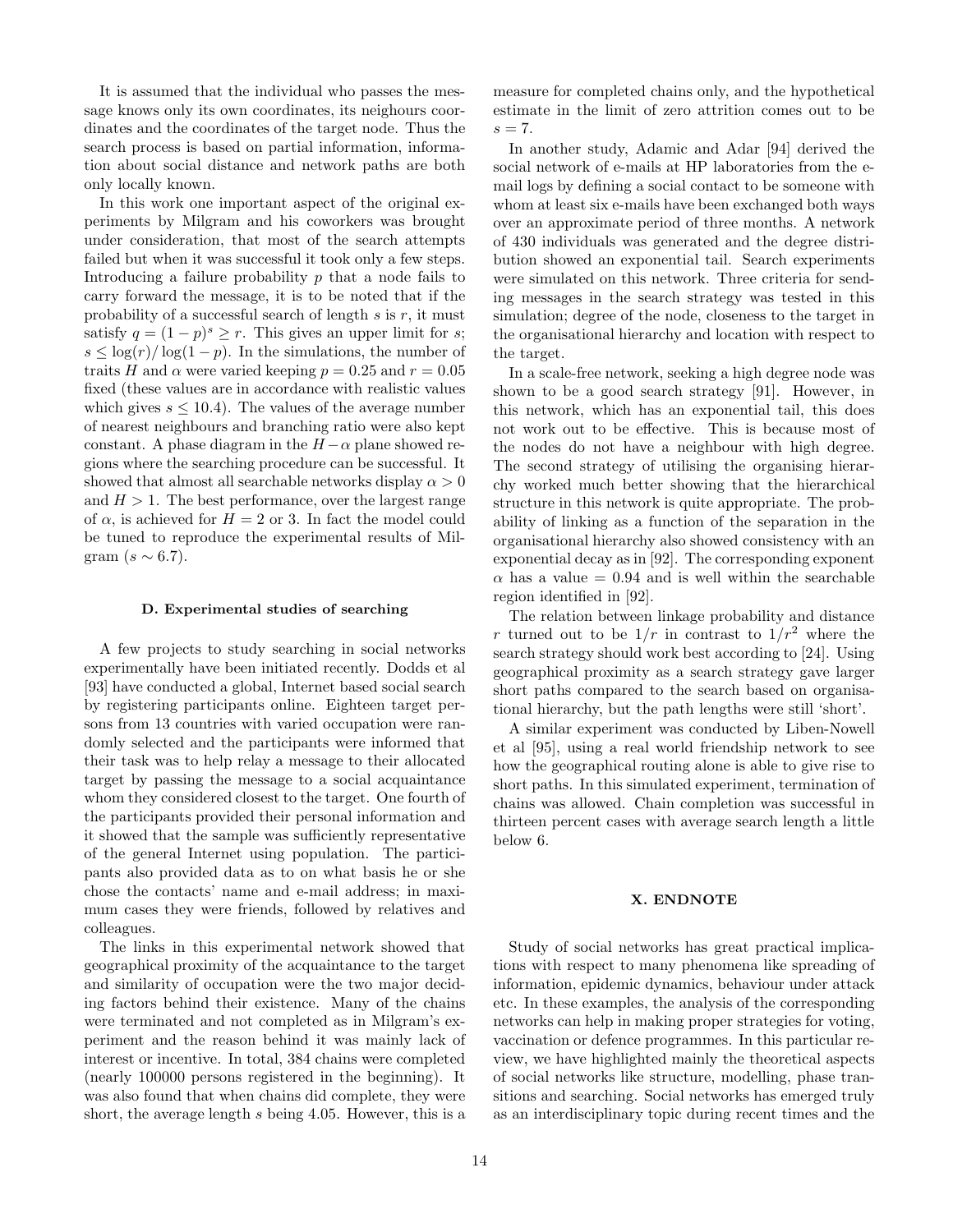It is assumed that the individual who passes the message knows only its own coordinates, its neighours coordinates and the coordinates of the target node. Thus the search process is based on partial information, information about social distance and network paths are both only locally known.

In this work one important aspect of the original experiments by Milgram and his coworkers was brought under consideration, that most of the search attempts failed but when it was successful it took only a few steps. Introducing a failure probability $p$ that a node fails to carry forward the message, it is to be noted that if the probability of a successful search of length $s$ is $r$, it must satisfy $q = (1-p)^s \geq r$. This gives an upper limit for $s$; $s \leq \log(r)/\log(1-p)$. In the simulations, the number of traits $H$ and $\alpha$ were varied keeping $p = 0.25$ and $r = 0.05$ fixed (these values are in accordance with realistic values which gives $s \leq 10.4$). The values of the average number of nearest neighbours and branching ratio were also kept constant. A phase diagram in the $H - \alpha$ plane showed regions where the searching procedure can be successful. It showed that almost all searchable networks display $\alpha > 0$ and $H > 1$. The best performance, over the largest range of $\alpha$, is achieved for $H = 2$ or 3. In fact the model could be tuned to reproduce the experimental results of Milgram ($s \sim 6.7$).

### D. Experimental studies of searching

A few projects to study searching in social networks experimentally have been initiated recently. Dodds et al [93] have conducted a global, Internet based social search by registering participants online. Eighteen target persons from 13 countries with varied occupation were randomly selected and the participants were informed that their task was to help relay a message to their allocated target by passing the message to a social acquaintance whom they considered closest to the target. One fourth of the participants provided their personal information and it showed that the sample was sufficiently representative of the general Internet using population. The participants also provided data as to on what basis he or she chose the contacts' name and e-mail address; in maximum cases they were friends, followed by relatives and colleagues.

The links in this experimental network showed that geographical proximity of the acquaintance to the target and similarity of occupation were the two major deciding factors behind their existence. Many of the chains were terminated and not completed as in Milgram's experiment and the reason behind it was mainly lack of interest or incentive. In total, 384 chains were completed (nearly 100000 persons registered in the beginning). It was also found that when chains did complete, they were short, the average length $s$ being 4.05. However, this is a measure for completed chains only, and the hypothetical estimate in the limit of zero attrition comes out to be $s = 7$.

In another study, Adamic and Adar [94] derived the social network of e-mails at HP laboratories from the e-mail logs by defining a social contact to be someone with whom at least six e-mails have been exchanged both ways over an approximate period of three months. A network of 430 individuals was generated and the degree distribution showed an exponential tail. Search experiments were simulated on this network. Three criteria for sending messages in the search strategy was tested in this simulation; degree of the node, closeness to the target in the organisational hierarchy and location with respect to the target.

In a scale-free network, seeking a high degree node was shown to be a good search strategy [91]. However, in this network, which has an exponential tail, this does not work out to be effective. This is because most of the nodes do not have a neighbour with high degree. The second strategy of utilising the organising hierarchy worked much better showing that the hierarchical structure in this network is quite appropriate. The probability of linking as a function of the separation in the organisational hierarchy also showed consistency with an exponential decay as in [92]. The corresponding exponent $\alpha$ has a value $= 0.94$ and is well within the searchable region identified in [92].

The relation between linkage probability and distance $r$ turned out to be $1/r$ in contrast to $1/r^2$ where the search strategy should work best according to [24]. Using geographical proximity as a search strategy gave larger short paths compared to the search based on organisational hierarchy, but the path lengths were still 'short'.

A similar experiment was conducted by Liben-Nowell et al [95], using a real world friendship network to see how the geographical routing alone is able to give rise to short paths. In this simulated experiment, termination of chains was allowed. Chain completion was successful in thirteen percent cases with average search length a little below 6.

## X. ENDNOTE

Study of social networks has great practical implications with respect to many phenomena like spreading of information, epidemic dynamics, behaviour under attack etc. In these examples, the analysis of the corresponding networks can help in making proper strategies for voting, vaccination or defence programmes. In this particular review, we have highlighted mainly the theoretical aspects of social networks like structure, modelling, phase transitions and searching. Social networks has emerged truly as an interdisciplinary topic during recent times and the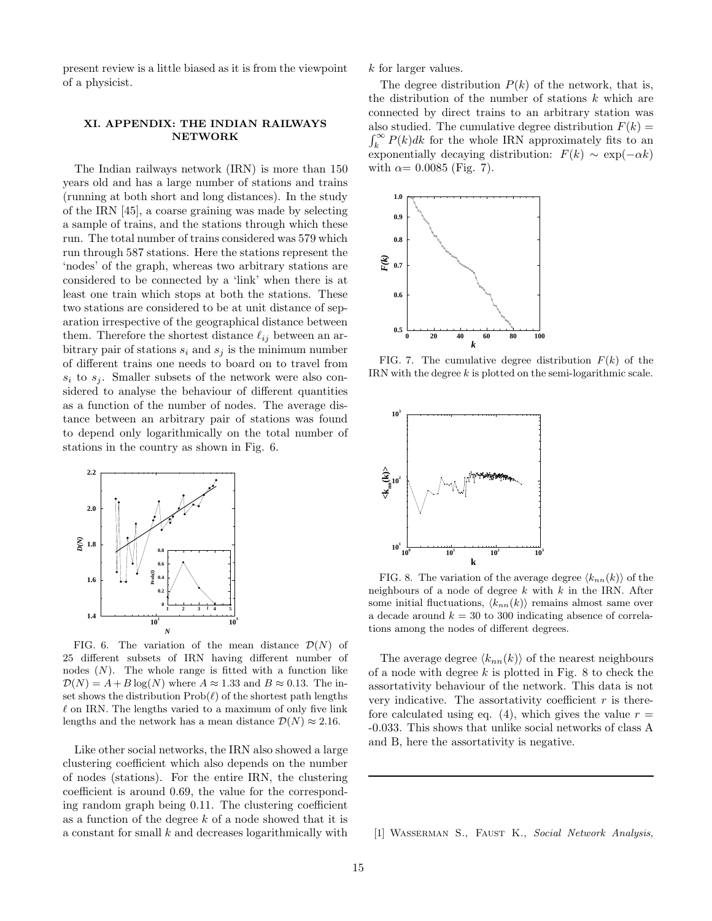present review is a little biased as it is from the viewpoint of a physicist.

## XI. APPENDIX: THE INDIAN RAILWAYS NETWORK

The Indian railways network (IRN) is more than 150 years old and has a large number of stations and trains (running at both short and long distances). In the study of the IRN [45], a coarse graining was made by selecting a sample of trains, and the stations through which these run. The total number of trains considered was 579 which run through 587 stations. Here the stations represent the 'nodes' of the graph, whereas two arbitrary stations are considered to be connected by a 'link' when there is at least one train which stops at both the stations. These two stations are considered to be at unit distance of separation irrespective of the geographical distance between them. Therefore the shortest distance $\ell_{ij}$ between an arbitrary pair of stations $s_i$ and $s_j$ is the minimum number of different trains one needs to board on to travel from $s_i$ to $s_j$. Smaller subsets of the network were also considered to analyse the behaviour of different quantities as a function of the number of nodes. The average distance between an arbitrary pair of stations was found to depend only logarithmically on the total number of stations in the country as shown in Fig. 6.

FIG. 6. The variation of the mean distance $\mathcal{D}(N)$ of 25 different subsets of IRN having different number of nodes ($N$). The whole range is fitted with a function like $\mathcal{D}(N) = A + B\log(N)$ where $A \approx 1.33$ and $B \approx 0.13$. The inset shows the distribution $\text{Prob}(\ell)$ of the shortest path lengths $\ell$ on IRN. The lengths varied to a maximum of only five link lengths and the network has a mean distance $\mathcal{D}(N) \approx 2.16$.

Like other social networks, the IRN also showed a large clustering coefficient which also depends on the number of nodes (stations). For the entire IRN, the clustering coefficient is around 0.69, the value for the corresponding random graph being 0.11. The clustering coefficient as a function of the degree $k$ of a node showed that it is a constant for small $k$ and decreases logarithmically with $k$ for larger values.

The degree distribution $P(k)$ of the network, that is, the distribution of the number of stations $k$ which are connected by direct trains to an arbitrary station was also studied. The cumulative degree distribution $F(k) = \int_k^\infty P(k)dk$ for the whole IRN approximately fits to an exponentially decaying distribution: $F(k) \sim \exp(-\alpha k)$ with $\alpha$= 0.0085 (Fig. 7).

FIG. 7. The cumulative degree distribution $F(k)$ of the IRN with the degree $k$ is plotted on the semi-logarithmic scale.

FIG. 8. The variation of the average degree $\langle k_{nn}(k)\rangle$ of the neighbours of a node of degree $k$ with $k$ in the IRN. After some initial fluctuations, $\langle k_{nn}(k)\rangle$ remains almost same over a decade around $k$ = 30 to 300 indicating absence of correlations among the nodes of different degrees.

The average degree $\langle k_{nn}(k)\rangle$ of the nearest neighbours of a node with degree $k$ is plotted in Fig. 8 to check the assortativity behaviour of the network. This data is not very indicative. The assortativity coefficient $r$ is therefore calculated using eq. (4), which gives the value $r$ = -0.033. This shows that unlike social networks of class A and B, here the assortativity is negative.

---

[1] Wasserman S., Faust K., *Social Network Analysis*,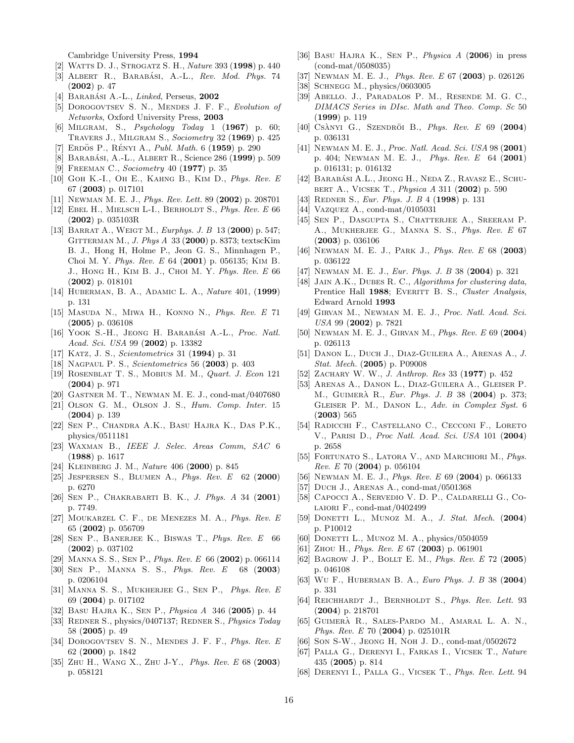Cambridge University Press, **1994**

- [2] Watts D. J., Strogatz S. H., *Nature* 393 (**1998**) p. 440
- [3] Albert R., Barabási, A.-L., *Rev. Mod. Phys.* 74 (**2002**) p. 47
- [4] Barabási A.-L., *Linked*, Perseus, **2002**
- [5] Dorogovtsev S. N., Mendes J. F. F., *Evolution of Networks*, Oxford University Press, **2003**
- [6] Milgram, S., *Psychology Today* 1 (**1967**) p. 60; Travers J., Milgram S., *Sociometry* 32 (**1969**) p. 425
- [7] Erdös P., Rényi A., *Publ. Math.* 6 (**1959**) p. 290
- [8] Barabási, A.-L., Albert R., Science 286 (**1999**) p. 509
- [9] Freeman C., *Sociometry* 40 (**1977**) p. 35
- [10] Goh K.-I., Oh E., Kahng B., Kim D., *Phys. Rev. E* 67 (**2003**) p. 017101
- [11] Newman M. E. J., *Phys. Rev. Lett.* 89 (**2002**) p. 208701
- [12] Ebel H., Mielsch L-I., Bernholdt S., *Phys. Rev. E* 66 (**2002**) p. 035103R
- [13] Barrat A., Weigt M., *Eurphys. J. B* 13 (**2000**) p. 547; Gitterman M., *J. Phys A* 33 (**2000**) p. 8373; textscKim B. J., Hong H, Holme P., Jeon G. S., Minnhagen P., Choi M. Y. *Phys. Rev. E* 64 (**2001**) p. 056135; Kim B. J., Hong H., Kim B. J., Choi M. Y. *Phys. Rev. E* 66 (**2002**) p. 018101
- [14] Huberman, B. A., Adamic L. A., *Nature* 401, (**1999**) p. 131
- [15] Masuda N., Miwa H., Konno N., *Phys. Rev. E* 71 (**2005**) p. 036108
- [16] Yook S.-H., Jeong H. Barabási A.-L., *Proc. Natl. Acad. Sci. USA* 99 (**2002**) p. 13382
- [17] Katz, J. S., *Scientometrics* 31 (**1994**) p. 31
- [18] Nagpaul P. S., *Scientometrics* 56 (**2003**) p. 403
- [19] Rosenblat T. S., Mobius M. M., *Quart. J. Econ* 121 (**2004**) p. 971
- [20] Gastner M. T., Newman M. E. J., cond-mat/0407680
- [21] Olson G. M., Olson J. S., *Hum. Comp. Inter.* 15 (**2004**) p. 139
- [22] Sen P., Chandra A.K., Basu Hajra K., Das P.K., physics/0511181
- [23] Waxman B., *IEEE J. Selec. Areas Comm, SAC* 6 (**1988**) p. 1617
- [24] Kleinberg J. M., *Nature* 406 (**2000**) p. 845
- [25] Jespersen S., Blumen A., *Phys. Rev. E* 62 (**2000**) p. 6270
- [26] Sen P., Chakrabarti B. K., *J. Phys. A* 34 (**2001**) p. 7749.
- [27] Moukarzel C. F., de Menezes M. A., *Phys. Rev. E* 65 (**2002**) p. 056709
- [28] Sen P., Banerjee K., Biswas T., *Phys. Rev. E* 66 (**2002**) p. 037102
- [29] Manna S. S., Sen P., *Phys. Rev. E* 66 (**2002**) p. 066114
- [30] Sen P., Manna S. S., *Phys. Rev. E* 68 (**2003**) p. 0206104
- [31] Manna S. S., Mukherjee G., Sen P., *Phys. Rev. E* 69 (**2004**) p. 017102
- [32] Basu Hajra K., Sen P., *Physica A* 346 (**2005**) p. 44
- [33] Redner S., physics/0407137; Redner S., *Physics Today* 58 (**2005**) p. 49
- [34] Dorogovtsev S. N., Mendes J. F. F., *Phys. Rev. E* 62 (**2000**) p. 1842
- [35] Zhu H., Wang X., Zhu J-Y., *Phys. Rev. E* 68 (**2003**) p. 058121
- [36] Basu Hajra K., Sen P., *Physica A* (**2006**) in press (cond-mat/0508035)
- [37] Newman M. E. J., *Phys. Rev. E* 67 (**2003**) p. 026126
- [38] Schnegg M., physics/0603005
- [39] Abello. J., Paradalos P. M., Resende M. G. C., *DIMACS Series in DIsc. Math and Theo. Comp. Sc* 50 (**1999**) p. 119
- [40] Csànyi G., Szendröi B., *Phys. Rev. E* 69 (**2004**) p. 036131
- [41] Newman M. E. J., *Proc. Natl. Acad. Sci. USA* 98 (**2001**) p. 404; Newman M. E. J., *Phys. Rev. E* 64 (**2001**) p. 016131; p. 016132
- [42] Barabási A.L., Jeong H., Neda Z., Ravasz E., Schubert A., Vicsek T., *Physica A* 311 (**2002**) p. 590
- [43] Redner S., *Eur. Phys. J. B* 4 (**1998**) p. 131
- [44] Vazquez A., cond-mat/0105031
- [45] Sen P., Dasgupta S., Chatterjee A., Sreeram P. A., Mukherjee G., Manna S. S., *Phys. Rev. E* 67 (**2003**) p. 036106
- [46] Newman M. E. J., Park J., *Phys. Rev. E* 68 (**2003**) p. 036122
- [47] Newman M. E. J., *Eur. Phys. J. B* 38 (**2004**) p. 321
- [48] Jain A.K., Dubes R. C., *Algorithms for clustering data*, Prentice Hall **1988**; Everitt B. S., *Cluster Analysis*, Edward Arnold **1993**
- [49] Girvan M., Newman M. E. J., *Proc. Natl. Acad. Sci. USA* 99 (**2002**) p. 7821
- [50] Newman M. E. J., Girvan M., *Phys. Rev. E* 69 (**2004**) p. 026113
- [51] Danon L., Duch J., Diaz-Guilera A., Arenas A., *J. Stat. Mech.* (**2005**) p. P09008
- [52] Zachary W. W., *J. Anthrop. Res* 33 (**1977**) p. 452
- [53] Arenas A., Danon L., Diaz-Guilera A., Gleiser P. M., Guimerà R., *Eur. Phys. J. B* 38 (**2004**) p. 373; Gleiser P. M., Danon L., *Adv. in Complex Syst.* 6 (**2003**) 565
- [54] Radicchi F., Castellano C., Cecconi F., Loreto V., Parisi D., *Proc Natl. Acad. Sci. USA* 101 (**2004**) p. 2658
- [55] Fortunato S., Latora V., and Marchiori M., *Phys. Rev. E* 70 (**2004**) p. 056104
- [56] Newman M. E. J., *Phys. Rev. E* 69 (**2004**) p. 066133
- [57] Duch J., Arenas A., cond-mat/0501368
- [58] Capocci A., Servedio V. D. P., Caldarelli G., Colaiori F., cond-mat/0402499
- [59] Donetti L., Munoz M. A., *J. Stat. Mech.* (**2004**) p. P10012
- [60] Donetti L., Munoz M. A., physics/0504059
- [61] Zhou H., *Phys. Rev. E* 67 (**2003**) p. 061901
- [62] Bagrow J. P., Bollt E. M., *Phys. Rev. E* 72 (**2005**) p. 046108
- [63] Wu F., Huberman B. A., *Euro Phys. J. B* 38 (**2004**) p. 331
- [64] Reichhardt J., Bernholdt S., *Phys. Rev. Lett.* 93 (**2004**) p. 218701
- [65] Guimerà R., Sales-Pardo M., Amaral L. A. N., *Phys. Rev. E* 70 (**2004**) p. 025101R
- [66] Son S-W., Jeong H, Noh J. D., cond-mat/0502672
- [67] Palla G., Derenyi I., Farkas I., Vicsek T., *Nature* 435 (**2005**) p. 814
- [68] Derenyi I., Palla G., Vicsek T., *Phys. Rev. Lett.* 94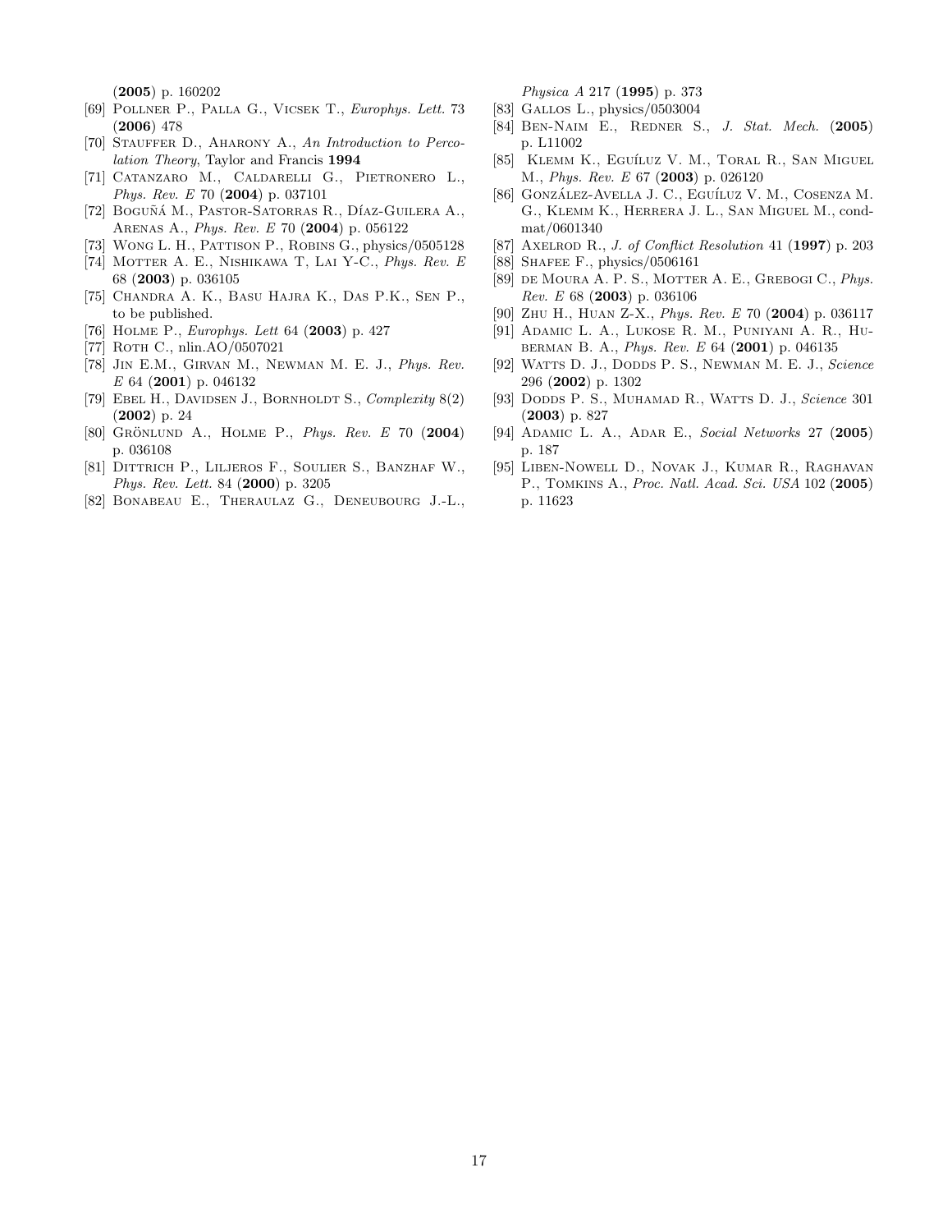(**2005**) p. 160202

[69] Pollner P., Palla G., Vicsek T., *Europhys. Lett.* 73 (**2006**) 478

[70] Stauffer D., Aharony A., *An Introduction to Percolation Theory*, Taylor and Francis **1994**

[71] Catanzaro M., Caldarelli G., Pietronero L., *Phys. Rev. E* 70 (**2004**) p. 037101

[72] Boguñá M., Pastor-Satorras R., Díaz-Guilera A., Arenas A., *Phys. Rev. E* 70 (**2004**) p. 056122

[73] Wong L. H., Pattison P., Robins G., physics/0505128

[74] Motter A. E., Nishikawa T, Lai Y-C., *Phys. Rev. E* 68 (**2003**) p. 036105

[75] Chandra A. K., Basu Hajra K., Das P.K., Sen P., to be published.

[76] Holme P., *Europhys. Lett* 64 (**2003**) p. 427

[77] Roth C., nlin.AO/0507021

[78] Jin E.M., Girvan M., Newman M. E. J., *Phys. Rev. E* 64 (**2001**) p. 046132

[79] Ebel H., Davidsen J., Bornholdt S., *Complexity* 8(2) (**2002**) p. 24

[80] Grönlund A., Holme P., *Phys. Rev. E* 70 (**2004**) p. 036108

[81] Dittrich P., Liljeros F., Soulier S., Banzhaf W., *Phys. Rev. Lett.* 84 (**2000**) p. 3205

[82] Bonabeau E., Theraulaz G., Deneubourg J.-L., *Physica A* 217 (**1995**) p. 373

[83] Gallos L., physics/0503004

[84] Ben-Naim E., Redner S., *J. Stat. Mech.* (**2005**) p. L11002

[85] Klemm K., Eguíluz V. M., Toral R., San Miguel M., *Phys. Rev. E* 67 (**2003**) p. 026120

[86] González-Avella J. C., Eguíluz V. M., Cosenza M. G., Klemm K., Herrera J. L., San Miguel M., cond-mat/0601340

[87] Axelrod R., *J. of Conflict Resolution* 41 (**1997**) p. 203

[88] Shafee F., physics/0506161

[89] de Moura A. P. S., Motter A. E., Grebogi C., *Phys. Rev. E* 68 (**2003**) p. 036106

[90] Zhu H., Huan Z-X., *Phys. Rev. E* 70 (**2004**) p. 036117

[91] Adamic L. A., Lukose R. M., Puniyani A. R., Huberman B. A., *Phys. Rev. E* 64 (**2001**) p. 046135

[92] Watts D. J., Dodds P. S., Newman M. E. J., *Science* 296 (**2002**) p. 1302

[93] Dodds P. S., Muhamad R., Watts D. J., *Science* 301 (**2003**) p. 827

[94] Adamic L. A., Adar E., *Social Networks* 27 (**2005**) p. 187

[95] Liben-Nowell D., Novak J., Kumar R., Raghavan P., Tomkins A., *Proc. Natl. Acad. Sci. USA* 102 (**2005**) p. 11623